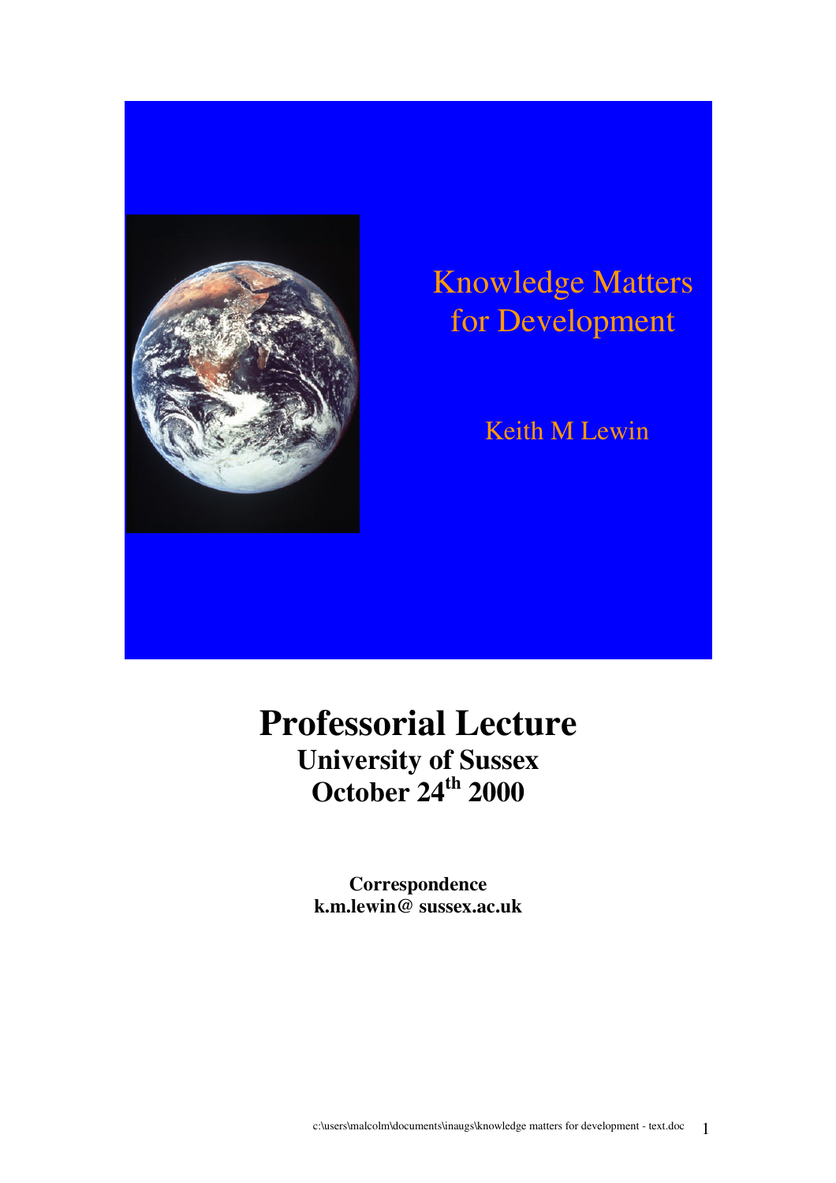# Knowledge Matters for Development

Keith M Lewin

## Professorial Lecture

**University of Sussex**
**October 24th 2000**

**Correspondence**
**k.m.lewin@ sussex.ac.uk**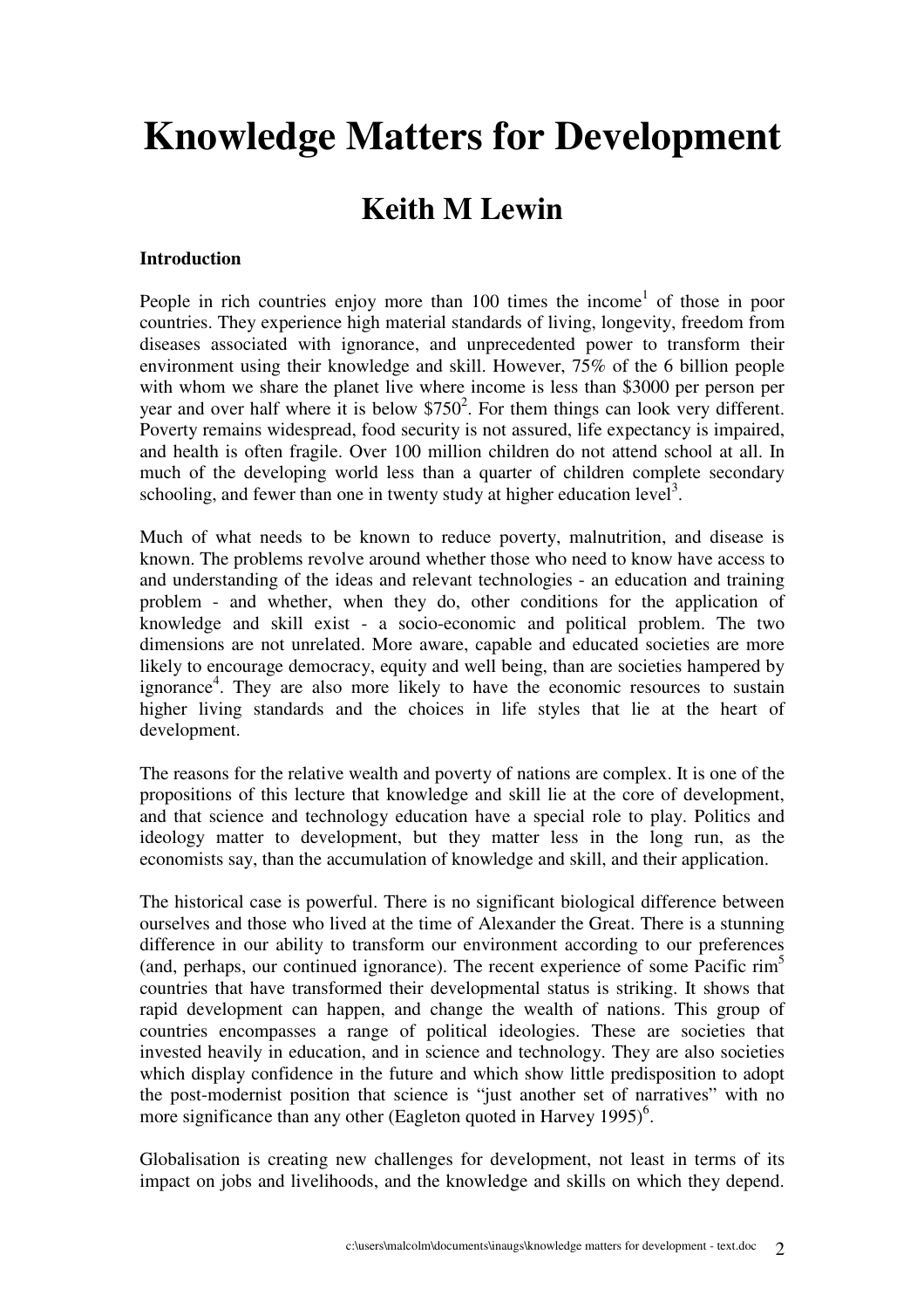# Knowledge Matters for Development

## Keith M Lewin

**Introduction**

People in rich countries enjoy more than 100 times the income[1] of those in poor countries. They experience high material standards of living, longevity, freedom from diseases associated with ignorance, and unprecedented power to transform their environment using their knowledge and skill. However, 75% of the 6 billion people with whom we share the planet live where income is less than $3000 per person per year and over half where it is below $750[2]. For them things can look very different. Poverty remains widespread, food security is not assured, life expectancy is impaired, and health is often fragile. Over 100 million children do not attend school at all. In much of the developing world less than a quarter of children complete secondary schooling, and fewer than one in twenty study at higher education level[3].

Much of what needs to be known to reduce poverty, malnutrition, and disease is known. The problems revolve around whether those who need to know have access to and understanding of the ideas and relevant technologies - an education and training problem - and whether, when they do, other conditions for the application of knowledge and skill exist - a socio-economic and political problem. The two dimensions are not unrelated. More aware, capable and educated societies are more likely to encourage democracy, equity and well being, than are societies hampered by ignorance[4]. They are also more likely to have the economic resources to sustain higher living standards and the choices in life styles that lie at the heart of development.

The reasons for the relative wealth and poverty of nations are complex. It is one of the propositions of this lecture that knowledge and skill lie at the core of development, and that science and technology education have a special role to play. Politics and ideology matter to development, but they matter less in the long run, as the economists say, than the accumulation of knowledge and skill, and their application.

The historical case is powerful. There is no significant biological difference between ourselves and those who lived at the time of Alexander the Great. There is a stunning difference in our ability to transform our environment according to our preferences (and, perhaps, our continued ignorance). The recent experience of some Pacific rim[5] countries that have transformed their developmental status is striking. It shows that rapid development can happen, and change the wealth of nations. This group of countries encompasses a range of political ideologies. These are societies that invested heavily in education, and in science and technology. They are also societies which display confidence in the future and which show little predisposition to adopt the post-modernist position that science is "just another set of narratives" with no more significance than any other (Eagleton quoted in Harvey 1995)[6].

Globalisation is creating new challenges for development, not least in terms of its impact on jobs and livelihoods, and the knowledge and skills on which they depend.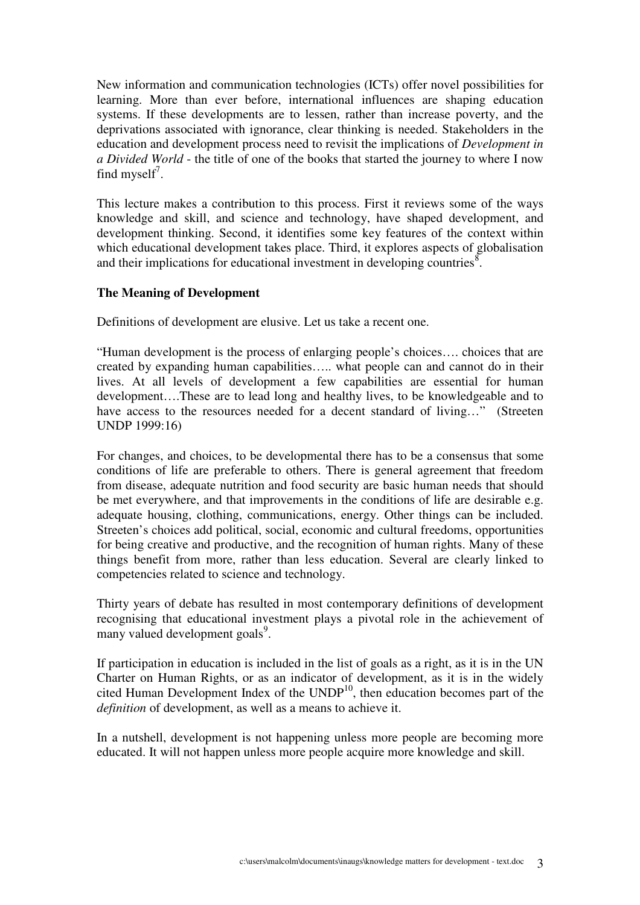New information and communication technologies (ICTs) offer novel possibilities for learning. More than ever before, international influences are shaping education systems. If these developments are to lessen, rather than increase poverty, and the deprivations associated with ignorance, clear thinking is needed. Stakeholders in the education and development process need to revisit the implications of *Development in a Divided World* - the title of one of the books that started the journey to where I now find myself[7].

This lecture makes a contribution to this process. First it reviews some of the ways knowledge and skill, and science and technology, have shaped development, and development thinking. Second, it identifies some key features of the context within which educational development takes place. Third, it explores aspects of globalisation and their implications for educational investment in developing countries[8].

**The Meaning of Development**

Definitions of development are elusive. Let us take a recent one.

"Human development is the process of enlarging people's choices…. choices that are created by expanding human capabilities….. what people can and cannot do in their lives. At all levels of development a few capabilities are essential for human development….These are to lead long and healthy lives, to be knowledgeable and to have access to the resources needed for a decent standard of living…" (Streeten UNDP 1999:16)

For changes, and choices, to be developmental there has to be a consensus that some conditions of life are preferable to others. There is general agreement that freedom from disease, adequate nutrition and food security are basic human needs that should be met everywhere, and that improvements in the conditions of life are desirable e.g. adequate housing, clothing, communications, energy. Other things can be included. Streeten's choices add political, social, economic and cultural freedoms, opportunities for being creative and productive, and the recognition of human rights. Many of these things benefit from more, rather than less education. Several are clearly linked to competencies related to science and technology.

Thirty years of debate has resulted in most contemporary definitions of development recognising that educational investment plays a pivotal role in the achievement of many valued development goals[9].

If participation in education is included in the list of goals as a right, as it is in the UN Charter on Human Rights, or as an indicator of development, as it is in the widely cited Human Development Index of the UNDP[10], then education becomes part of the *definition* of development, as well as a means to achieve it.

In a nutshell, development is not happening unless more people are becoming more educated. It will not happen unless more people acquire more knowledge and skill.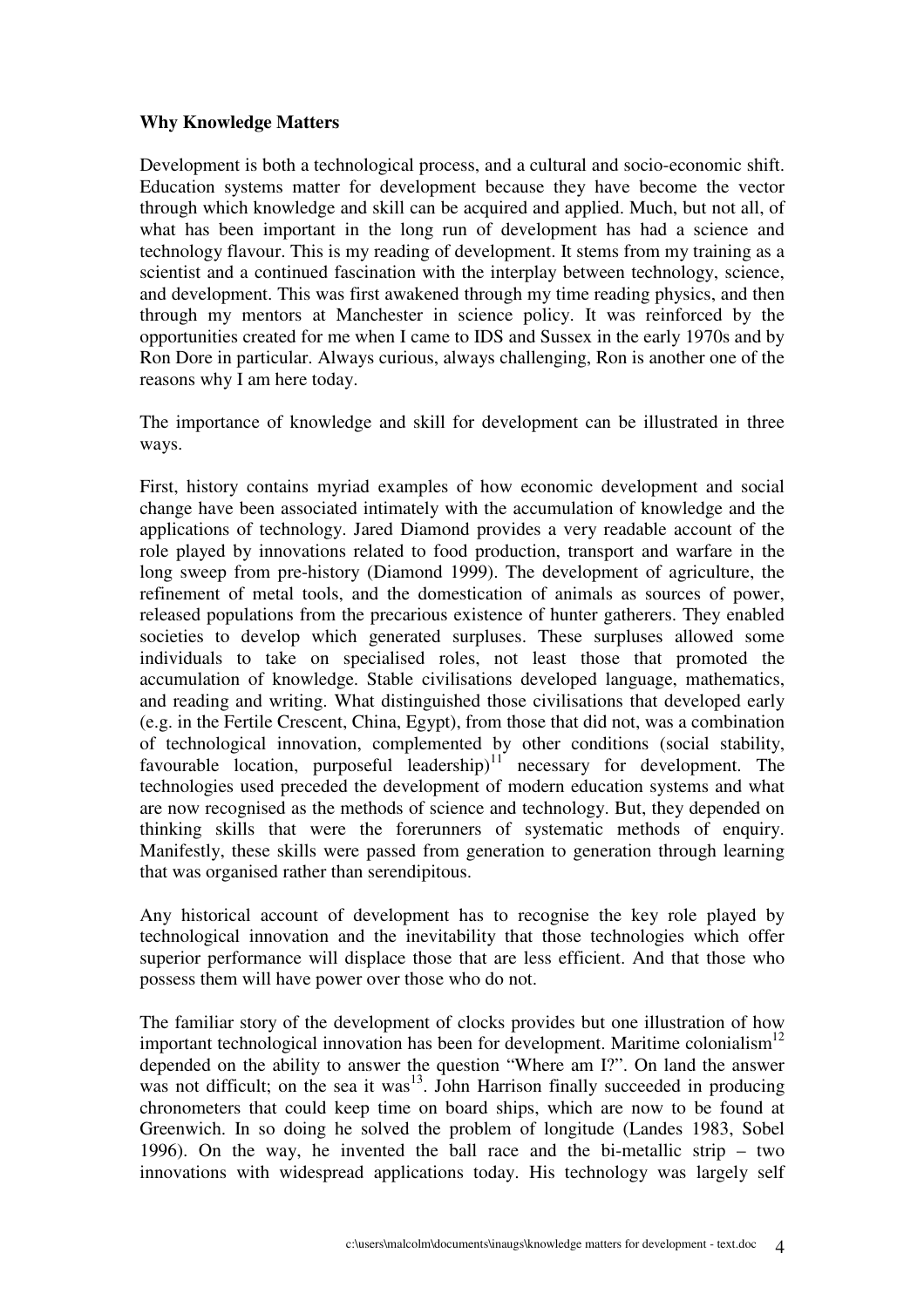**Why Knowledge Matters**

Development is both a technological process, and a cultural and socio-economic shift. Education systems matter for development because they have become the vector through which knowledge and skill can be acquired and applied. Much, but not all, of what has been important in the long run of development has had a science and technology flavour. This is my reading of development. It stems from my training as a scientist and a continued fascination with the interplay between technology, science, and development. This was first awakened through my time reading physics, and then through my mentors at Manchester in science policy. It was reinforced by the opportunities created for me when I came to IDS and Sussex in the early 1970s and by Ron Dore in particular. Always curious, always challenging, Ron is another one of the reasons why I am here today.

The importance of knowledge and skill for development can be illustrated in three ways.

First, history contains myriad examples of how economic development and social change have been associated intimately with the accumulation of knowledge and the applications of technology. Jared Diamond provides a very readable account of the role played by innovations related to food production, transport and warfare in the long sweep from pre-history (Diamond 1999). The development of agriculture, the refinement of metal tools, and the domestication of animals as sources of power, released populations from the precarious existence of hunter gatherers. They enabled societies to develop which generated surpluses. These surpluses allowed some individuals to take on specialised roles, not least those that promoted the accumulation of knowledge. Stable civilisations developed language, mathematics, and reading and writing. What distinguished those civilisations that developed early (e.g. in the Fertile Crescent, China, Egypt), from those that did not, was a combination of technological innovation, complemented by other conditions (social stability, favourable location, purposeful leadership)[11] necessary for development. The technologies used preceded the development of modern education systems and what are now recognised as the methods of science and technology. But, they depended on thinking skills that were the forerunners of systematic methods of enquiry. Manifestly, these skills were passed from generation to generation through learning that was organised rather than serendipitous.

Any historical account of development has to recognise the key role played by technological innovation and the inevitability that those technologies which offer superior performance will displace those that are less efficient. And that those who possess them will have power over those who do not.

The familiar story of the development of clocks provides but one illustration of how important technological innovation has been for development. Maritime colonialism[12] depended on the ability to answer the question "Where am I?". On land the answer was not difficult; on the sea it was[13]. John Harrison finally succeeded in producing chronometers that could keep time on board ships, which are now to be found at Greenwich. In so doing he solved the problem of longitude (Landes 1983, Sobel 1996). On the way, he invented the ball race and the bi-metallic strip – two innovations with widespread applications today. His technology was largely self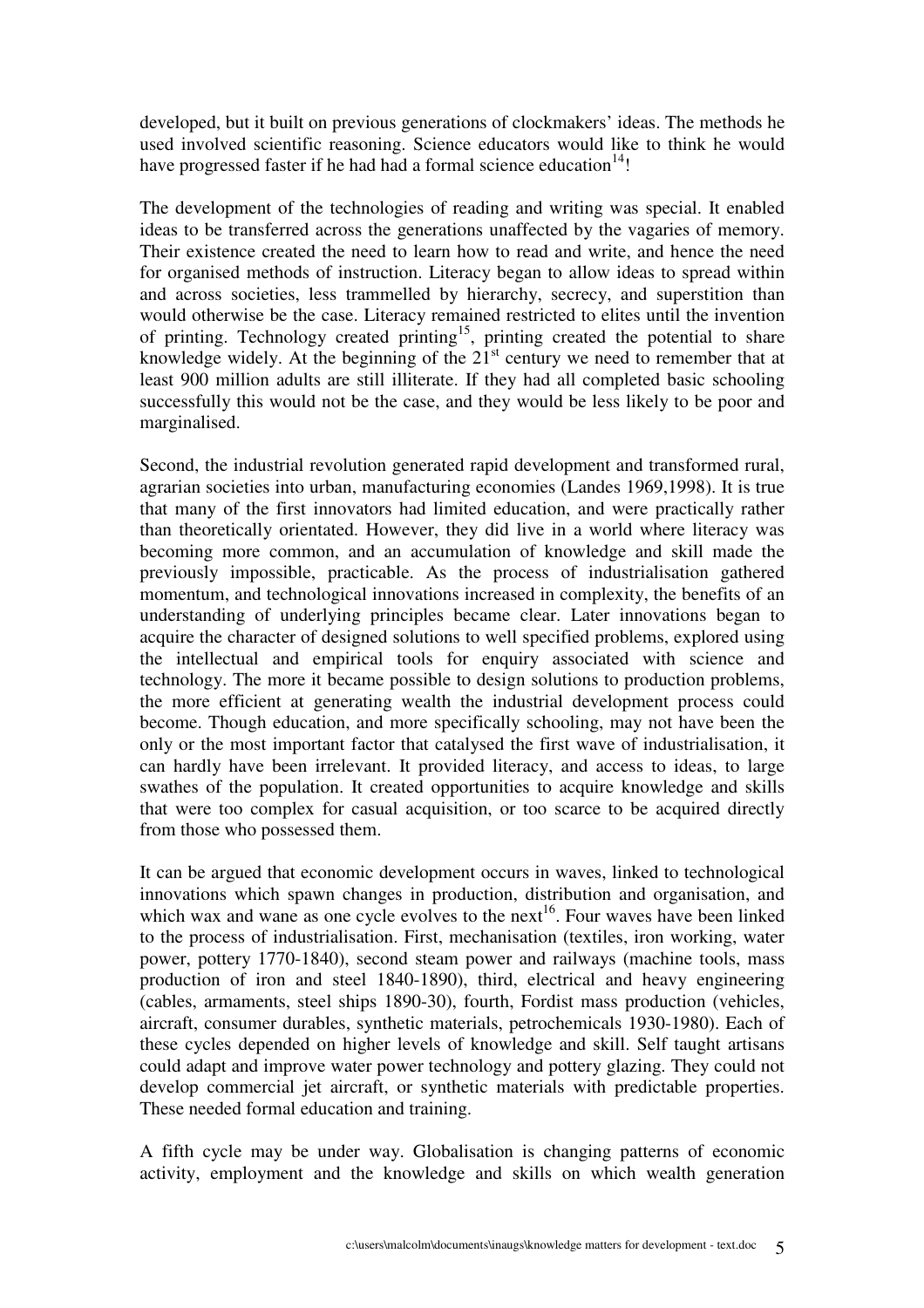developed, but it built on previous generations of clockmakers' ideas. The methods he used involved scientific reasoning. Science educators would like to think he would have progressed faster if he had had a formal science education[14]!

The development of the technologies of reading and writing was special. It enabled ideas to be transferred across the generations unaffected by the vagaries of memory. Their existence created the need to learn how to read and write, and hence the need for organised methods of instruction. Literacy began to allow ideas to spread within and across societies, less trammelled by hierarchy, secrecy, and superstition than would otherwise be the case. Literacy remained restricted to elites until the invention of printing. Technology created printing[15], printing created the potential to share knowledge widely. At the beginning of the 21st century we need to remember that at least 900 million adults are still illiterate. If they had all completed basic schooling successfully this would not be the case, and they would be less likely to be poor and marginalised.

Second, the industrial revolution generated rapid development and transformed rural, agrarian societies into urban, manufacturing economies (Landes 1969,1998). It is true that many of the first innovators had limited education, and were practically rather than theoretically orientated. However, they did live in a world where literacy was becoming more common, and an accumulation of knowledge and skill made the previously impossible, practicable. As the process of industrialisation gathered momentum, and technological innovations increased in complexity, the benefits of an understanding of underlying principles became clear. Later innovations began to acquire the character of designed solutions to well specified problems, explored using the intellectual and empirical tools for enquiry associated with science and technology. The more it became possible to design solutions to production problems, the more efficient at generating wealth the industrial development process could become. Though education, and more specifically schooling, may not have been the only or the most important factor that catalysed the first wave of industrialisation, it can hardly have been irrelevant. It provided literacy, and access to ideas, to large swathes of the population. It created opportunities to acquire knowledge and skills that were too complex for casual acquisition, or too scarce to be acquired directly from those who possessed them.

It can be argued that economic development occurs in waves, linked to technological innovations which spawn changes in production, distribution and organisation, and which wax and wane as one cycle evolves to the next[16]. Four waves have been linked to the process of industrialisation. First, mechanisation (textiles, iron working, water power, pottery 1770-1840), second steam power and railways (machine tools, mass production of iron and steel 1840-1890), third, electrical and heavy engineering (cables, armaments, steel ships 1890-30), fourth, Fordist mass production (vehicles, aircraft, consumer durables, synthetic materials, petrochemicals 1930-1980). Each of these cycles depended on higher levels of knowledge and skill. Self taught artisans could adapt and improve water power technology and pottery glazing. They could not develop commercial jet aircraft, or synthetic materials with predictable properties. These needed formal education and training.

A fifth cycle may be under way. Globalisation is changing patterns of economic activity, employment and the knowledge and skills on which wealth generation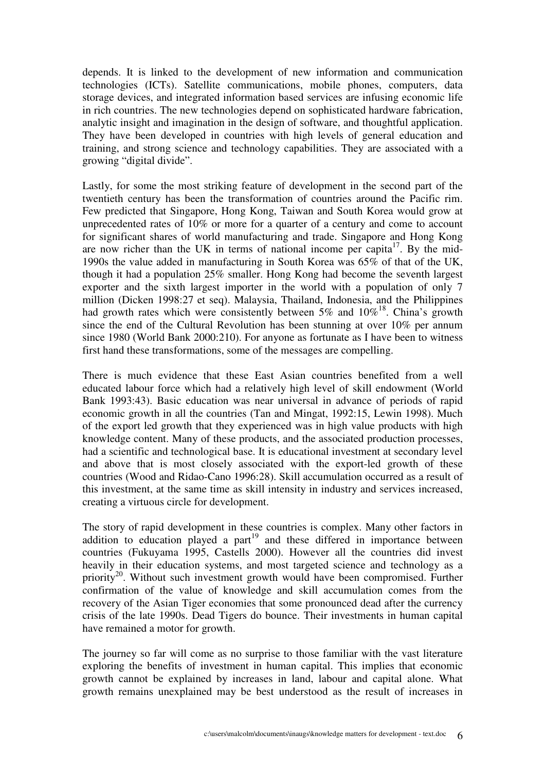depends. It is linked to the development of new information and communication technologies (ICTs). Satellite communications, mobile phones, computers, data storage devices, and integrated information based services are infusing economic life in rich countries. The new technologies depend on sophisticated hardware fabrication, analytic insight and imagination in the design of software, and thoughtful application. They have been developed in countries with high levels of general education and training, and strong science and technology capabilities. They are associated with a growing "digital divide".

Lastly, for some the most striking feature of development in the second part of the twentieth century has been the transformation of countries around the Pacific rim. Few predicted that Singapore, Hong Kong, Taiwan and South Korea would grow at unprecedented rates of 10% or more for a quarter of a century and come to account for significant shares of world manufacturing and trade. Singapore and Hong Kong are now richer than the UK in terms of national income per capita[17]. By the mid-1990s the value added in manufacturing in South Korea was 65% of that of the UK, though it had a population 25% smaller. Hong Kong had become the seventh largest exporter and the sixth largest importer in the world with a population of only 7 million (Dicken 1998:27 et seq). Malaysia, Thailand, Indonesia, and the Philippines had growth rates which were consistently between 5% and 10%[18]. China's growth since the end of the Cultural Revolution has been stunning at over 10% per annum since 1980 (World Bank 2000:210). For anyone as fortunate as I have been to witness first hand these transformations, some of the messages are compelling.

There is much evidence that these East Asian countries benefited from a well educated labour force which had a relatively high level of skill endowment (World Bank 1993:43). Basic education was near universal in advance of periods of rapid economic growth in all the countries (Tan and Mingat, 1992:15, Lewin 1998). Much of the export led growth that they experienced was in high value products with high knowledge content. Many of these products, and the associated production processes, had a scientific and technological base. It is educational investment at secondary level and above that is most closely associated with the export-led growth of these countries (Wood and Ridao-Cano 1996:28). Skill accumulation occurred as a result of this investment, at the same time as skill intensity in industry and services increased, creating a virtuous circle for development.

The story of rapid development in these countries is complex. Many other factors in addition to education played a part[19] and these differed in importance between countries (Fukuyama 1995, Castells 2000). However all the countries did invest heavily in their education systems, and most targeted science and technology as a priority[20]. Without such investment growth would have been compromised. Further confirmation of the value of knowledge and skill accumulation comes from the recovery of the Asian Tiger economies that some pronounced dead after the currency crisis of the late 1990s. Dead Tigers do bounce. Their investments in human capital have remained a motor for growth.

The journey so far will come as no surprise to those familiar with the vast literature exploring the benefits of investment in human capital. This implies that economic growth cannot be explained by increases in land, labour and capital alone. What growth remains unexplained may be best understood as the result of increases in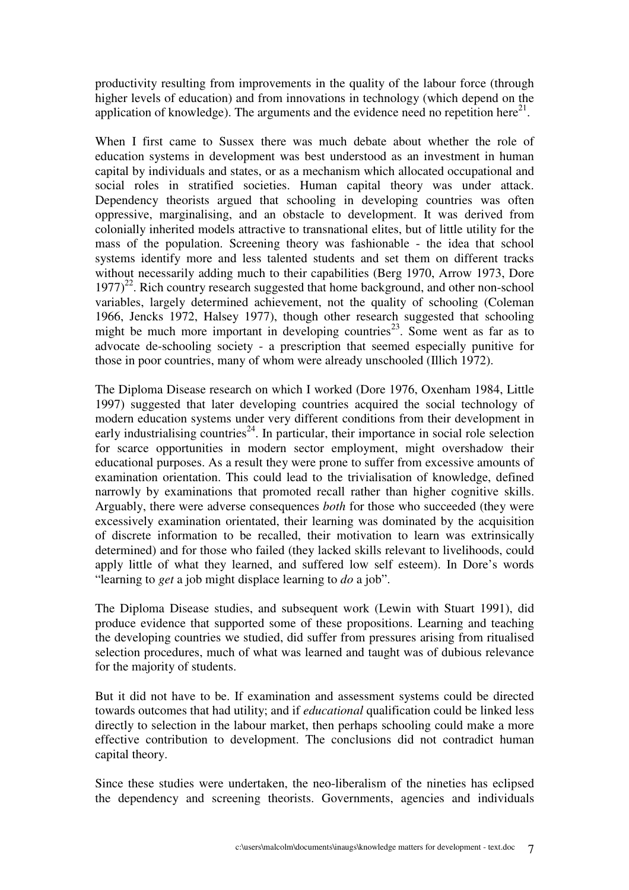productivity resulting from improvements in the quality of the labour force (through higher levels of education) and from innovations in technology (which depend on the application of knowledge). The arguments and the evidence need no repetition here[21].

When I first came to Sussex there was much debate about whether the role of education systems in development was best understood as an investment in human capital by individuals and states, or as a mechanism which allocated occupational and social roles in stratified societies. Human capital theory was under attack. Dependency theorists argued that schooling in developing countries was often oppressive, marginalising, and an obstacle to development. It was derived from colonially inherited models attractive to transnational elites, but of little utility for the mass of the population. Screening theory was fashionable - the idea that school systems identify more and less talented students and set them on different tracks without necessarily adding much to their capabilities (Berg 1970, Arrow 1973, Dore 1977)[22]. Rich country research suggested that home background, and other non-school variables, largely determined achievement, not the quality of schooling (Coleman 1966, Jencks 1972, Halsey 1977), though other research suggested that schooling might be much more important in developing countries[23]. Some went as far as to advocate de-schooling society - a prescription that seemed especially punitive for those in poor countries, many of whom were already unschooled (Illich 1972).

The Diploma Disease research on which I worked (Dore 1976, Oxenham 1984, Little 1997) suggested that later developing countries acquired the social technology of modern education systems under very different conditions from their development in early industrialising countries[24]. In particular, their importance in social role selection for scarce opportunities in modern sector employment, might overshadow their educational purposes. As a result they were prone to suffer from excessive amounts of examination orientation. This could lead to the trivialisation of knowledge, defined narrowly by examinations that promoted recall rather than higher cognitive skills. Arguably, there were adverse consequences *both* for those who succeeded (they were excessively examination orientated, their learning was dominated by the acquisition of discrete information to be recalled, their motivation to learn was extrinsically determined) and for those who failed (they lacked skills relevant to livelihoods, could apply little of what they learned, and suffered low self esteem). In Dore's words "learning to *get* a job might displace learning to *do* a job".

The Diploma Disease studies, and subsequent work (Lewin with Stuart 1991), did produce evidence that supported some of these propositions. Learning and teaching the developing countries we studied, did suffer from pressures arising from ritualised selection procedures, much of what was learned and taught was of dubious relevance for the majority of students.

But it did not have to be. If examination and assessment systems could be directed towards outcomes that had utility; and if *educational* qualification could be linked less directly to selection in the labour market, then perhaps schooling could make a more effective contribution to development. The conclusions did not contradict human capital theory.

Since these studies were undertaken, the neo-liberalism of the nineties has eclipsed the dependency and screening theorists. Governments, agencies and individuals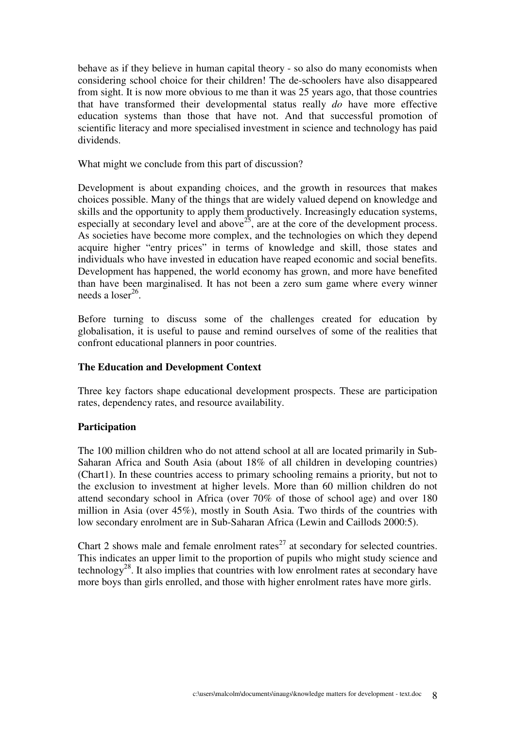behave as if they believe in human capital theory - so also do many economists when considering school choice for their children! The de-schoolers have also disappeared from sight. It is now more obvious to me than it was 25 years ago, that those countries that have transformed their developmental status really *do* have more effective education systems than those that have not. And that successful promotion of scientific literacy and more specialised investment in science and technology has paid dividends.

What might we conclude from this part of discussion?

Development is about expanding choices, and the growth in resources that makes choices possible. Many of the things that are widely valued depend on knowledge and skills and the opportunity to apply them productively. Increasingly education systems, especially at secondary level and above[25], are at the core of the development process. As societies have become more complex, and the technologies on which they depend acquire higher "entry prices" in terms of knowledge and skill, those states and individuals who have invested in education have reaped economic and social benefits. Development has happened, the world economy has grown, and more have benefited than have been marginalised. It has not been a zero sum game where every winner needs a loser[26].

Before turning to discuss some of the challenges created for education by globalisation, it is useful to pause and remind ourselves of some of the realities that confront educational planners in poor countries.

## The Education and Development Context

Three key factors shape educational development prospects. These are participation rates, dependency rates, and resource availability.

### Participation

The 100 million children who do not attend school at all are located primarily in Sub-Saharan Africa and South Asia (about 18% of all children in developing countries) (Chart1). In these countries access to primary schooling remains a priority, but not to the exclusion to investment at higher levels. More than 60 million children do not attend secondary school in Africa (over 70% of those of school age) and over 180 million in Asia (over 45%), mostly in South Asia. Two thirds of the countries with low secondary enrolment are in Sub-Saharan Africa (Lewin and Caillods 2000:5).

Chart 2 shows male and female enrolment rates[27] at secondary for selected countries. This indicates an upper limit to the proportion of pupils who might study science and technology[28]. It also implies that countries with low enrolment rates at secondary have more boys than girls enrolled, and those with higher enrolment rates have more girls.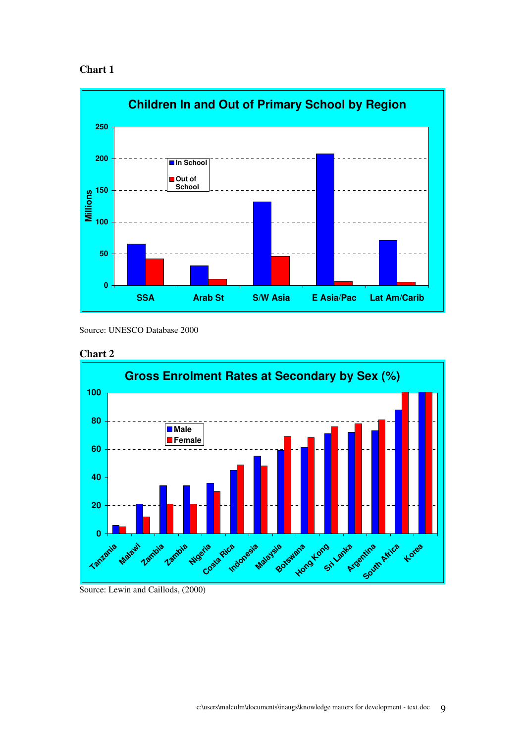**Chart 1**

**Children In and Out of Primary School by Region**

Source: UNESCO Database 2000

**Chart 2**

**Gross Enrolment Rates at Secondary by Sex (%)**

Source: Lewin and Caillods, (2000)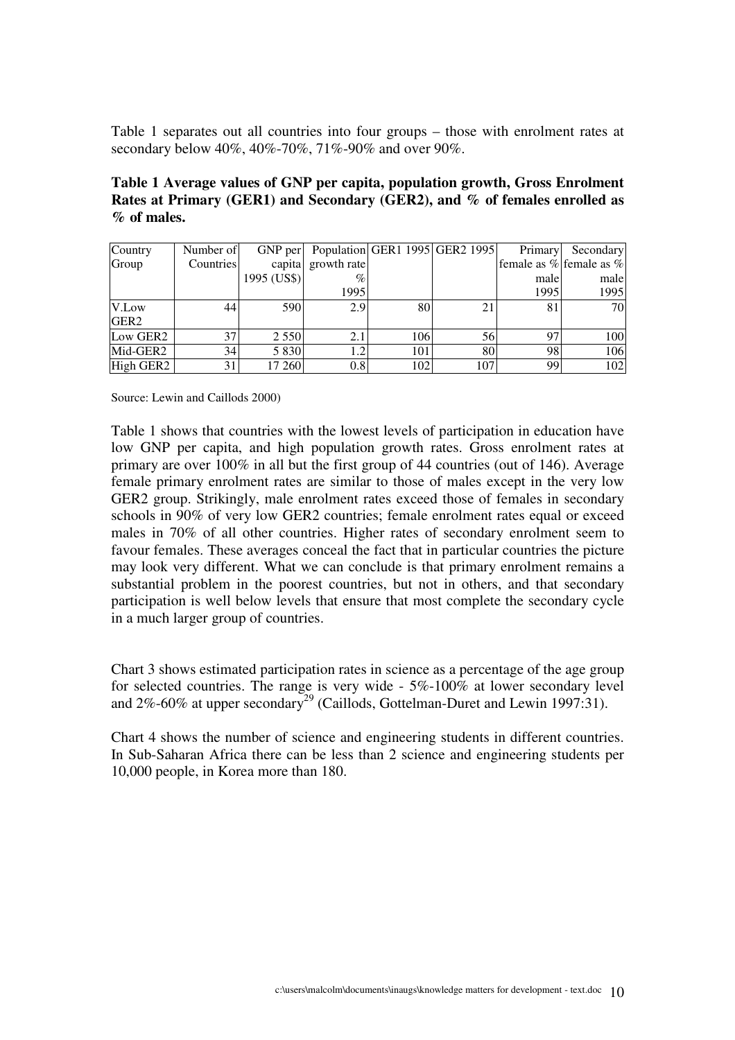Table 1 separates out all countries into four groups – those with enrolment rates at secondary below 40%, 40%-70%, 71%-90% and over 90%.

**Table 1 Average values of GNP per capita, population growth, Gross Enrolment Rates at Primary (GER1) and Secondary (GER2), and % of females enrolled as % of males.**

| Country Group | Number of Countries | GNP per capita 1995 (US$) | Population growth rate % 1995 | GER1 1995 | GER2 1995 | Primary female as % male 1995 | Secondary female as % male 1995 |
|---|---|---|---|---|---|---|---|
| V.Low GER2 | 44 | 590 | 2.9 | 80 | 21 | 81 | 70 |
| Low GER2 | 37 | 2 550 | 2.1 | 106 | 56 | 97 | 100 |
| Mid-GER2 | 34 | 5 830 | 1.2 | 101 | 80 | 98 | 106 |
| High GER2 | 31 | 17 260 | 0.8 | 102 | 107 | 99 | 102 |

Source: Lewin and Caillods 2000)

Table 1 shows that countries with the lowest levels of participation in education have low GNP per capita, and high population growth rates. Gross enrolment rates at primary are over 100% in all but the first group of 44 countries (out of 146). Average female primary enrolment rates are similar to those of males except in the very low GER2 group. Strikingly, male enrolment rates exceed those of females in secondary schools in 90% of very low GER2 countries; female enrolment rates equal or exceed males in 70% of all other countries. Higher rates of secondary enrolment seem to favour females. These averages conceal the fact that in particular countries the picture may look very different. What we can conclude is that primary enrolment remains a substantial problem in the poorest countries, but not in others, and that secondary participation is well below levels that ensure that most complete the secondary cycle in a much larger group of countries.

Chart 3 shows estimated participation rates in science as a percentage of the age group for selected countries. The range is very wide - 5%-100% at lower secondary level and 2%-60% at upper secondary[29] (Caillods, Gottelman-Duret and Lewin 1997:31).

Chart 4 shows the number of science and engineering students in different countries. In Sub-Saharan Africa there can be less than 2 science and engineering students per 10,000 people, in Korea more than 180.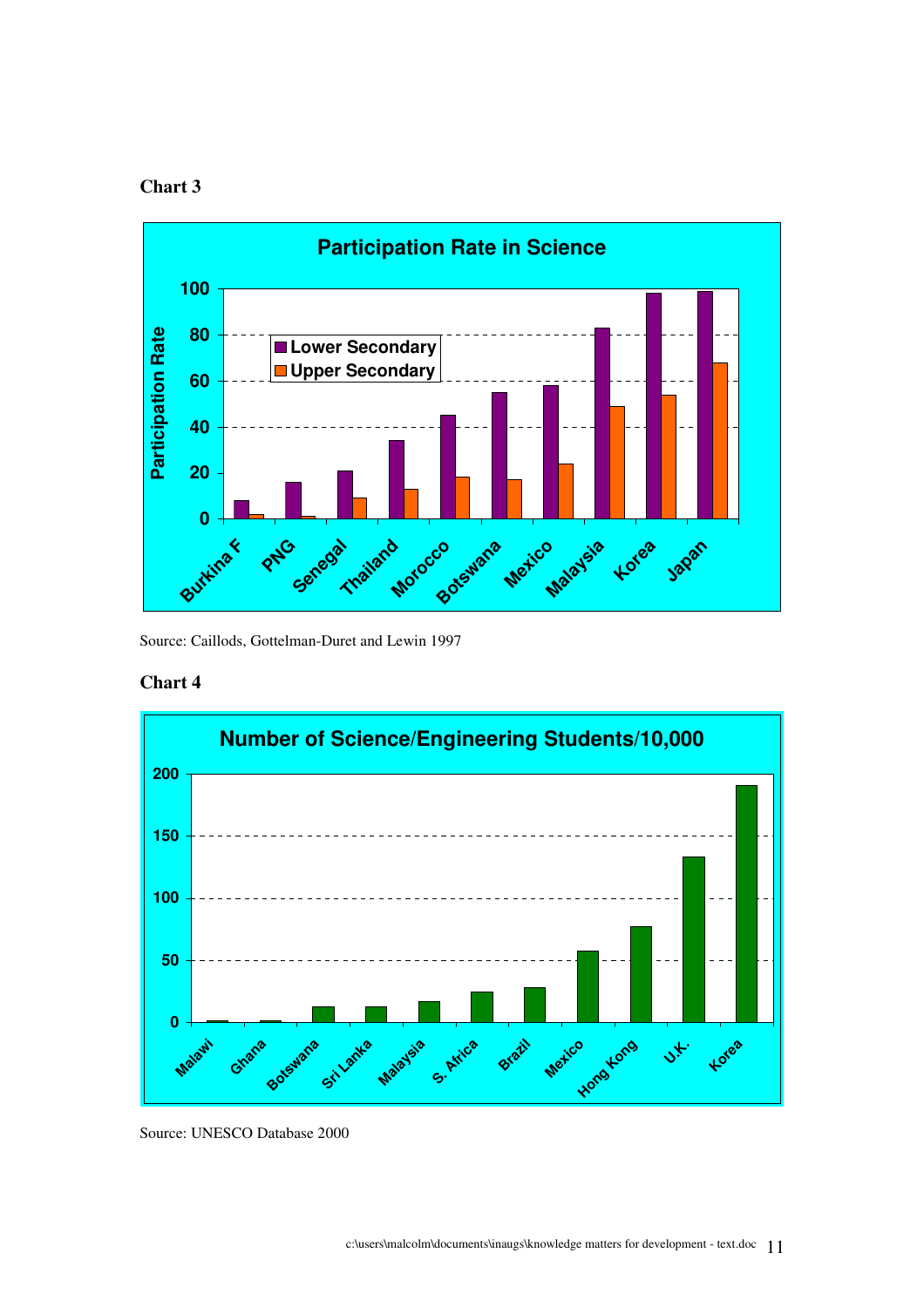**Chart 3**

Participation Rate in Science

Source: Caillods, Gottelman-Duret and Lewin 1997

**Chart 4**

Number of Science/Engineering Students/10,000

Source: UNESCO Database 2000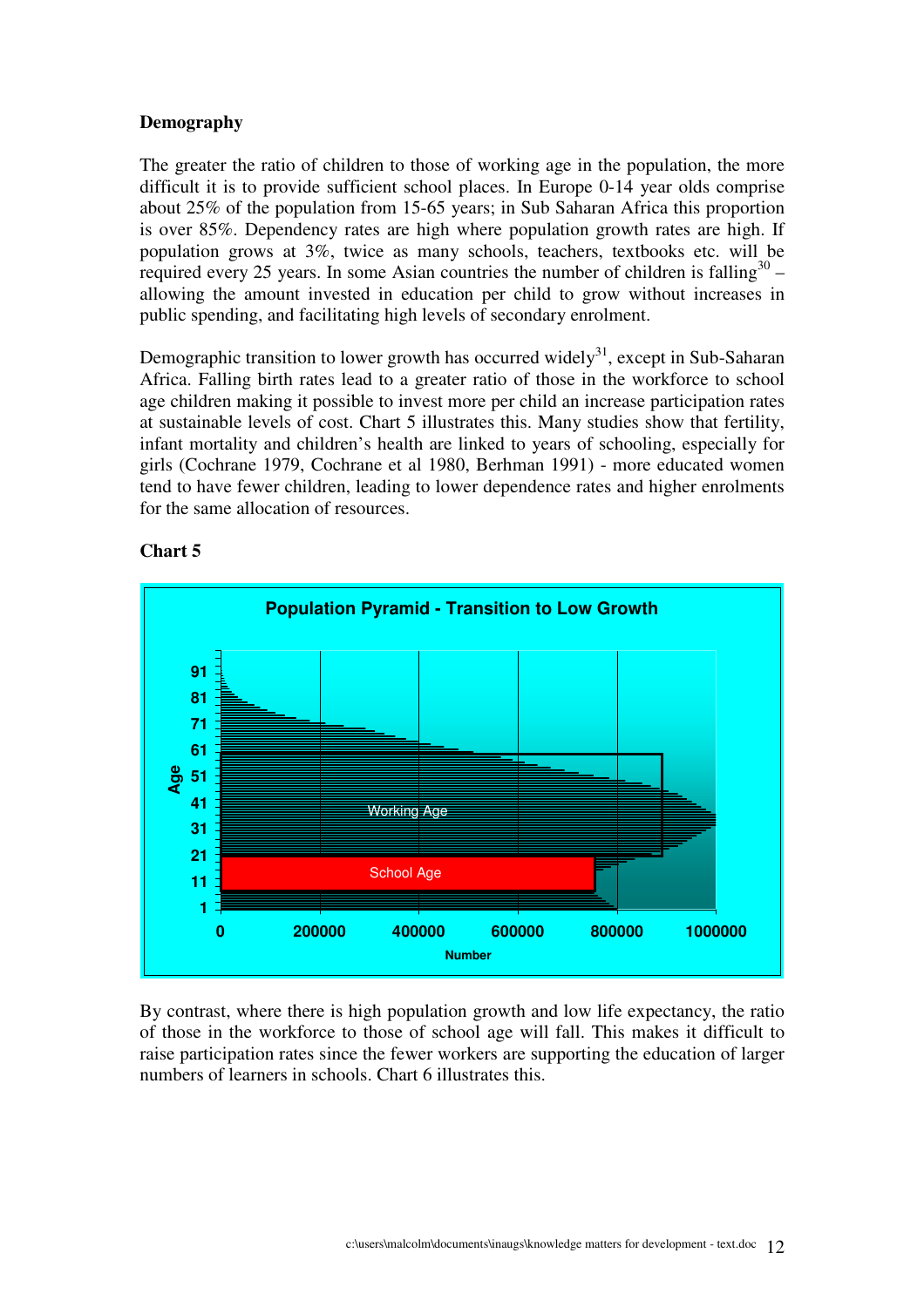**Demography**

The greater the ratio of children to those of working age in the population, the more difficult it is to provide sufficient school places. In Europe 0-14 year olds comprise about 25% of the population from 15-65 years; in Sub Saharan Africa this proportion is over 85%. Dependency rates are high where population growth rates are high. If population grows at 3%, twice as many schools, teachers, textbooks etc. will be required every 25 years. In some Asian countries the number of children is falling[30] – allowing the amount invested in education per child to grow without increases in public spending, and facilitating high levels of secondary enrolment.

Demographic transition to lower growth has occurred widely[31], except in Sub-Saharan Africa. Falling birth rates lead to a greater ratio of those in the workforce to school age children making it possible to invest more per child an increase participation rates at sustainable levels of cost. Chart 5 illustrates this. Many studies show that fertility, infant mortality and children's health are linked to years of schooling, especially for girls (Cochrane 1979, Cochrane et al 1980, Berhman 1991) - more educated women tend to have fewer children, leading to lower dependence rates and higher enrolments for the same allocation of resources.

**Chart 5**

**Population Pyramid - Transition to Low Growth**

(Chart: Age (1–91) vs Number (0–1000000), with boxes labelled "Working Age" and "School Age")

By contrast, where there is high population growth and low life expectancy, the ratio of those in the workforce to those of school age will fall. This makes it difficult to raise participation rates since the fewer workers are supporting the education of larger numbers of learners in schools. Chart 6 illustrates this.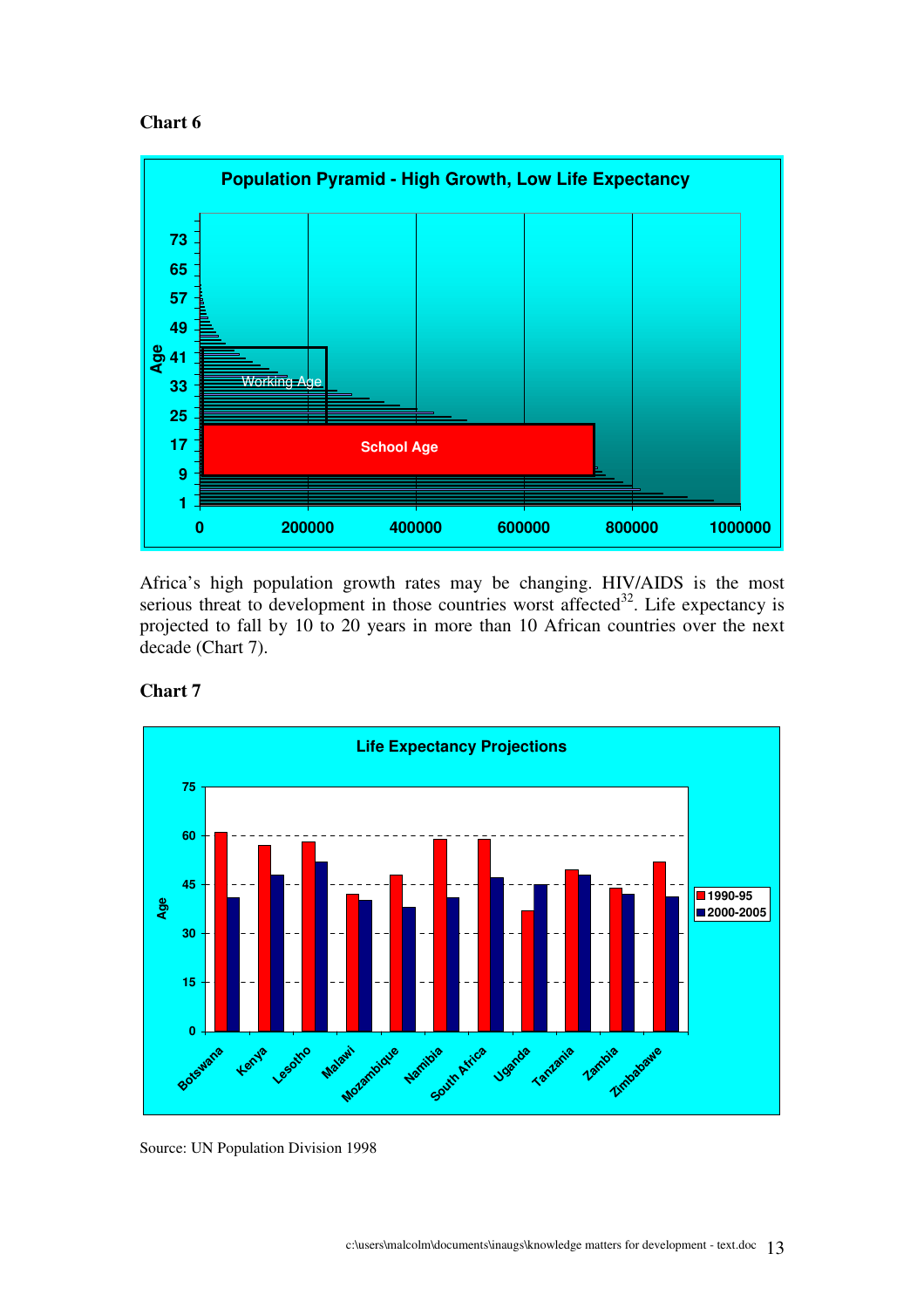**Chart 6**

**Population Pyramid - High Growth, Low Life Expectancy**

Africa's high population growth rates may be changing. HIV/AIDS is the most serious threat to development in those countries worst affected[32]. Life expectancy is projected to fall by 10 to 20 years in more than 10 African countries over the next decade (Chart 7).

**Chart 7**

**Life Expectancy Projections**

Source: UN Population Division 1998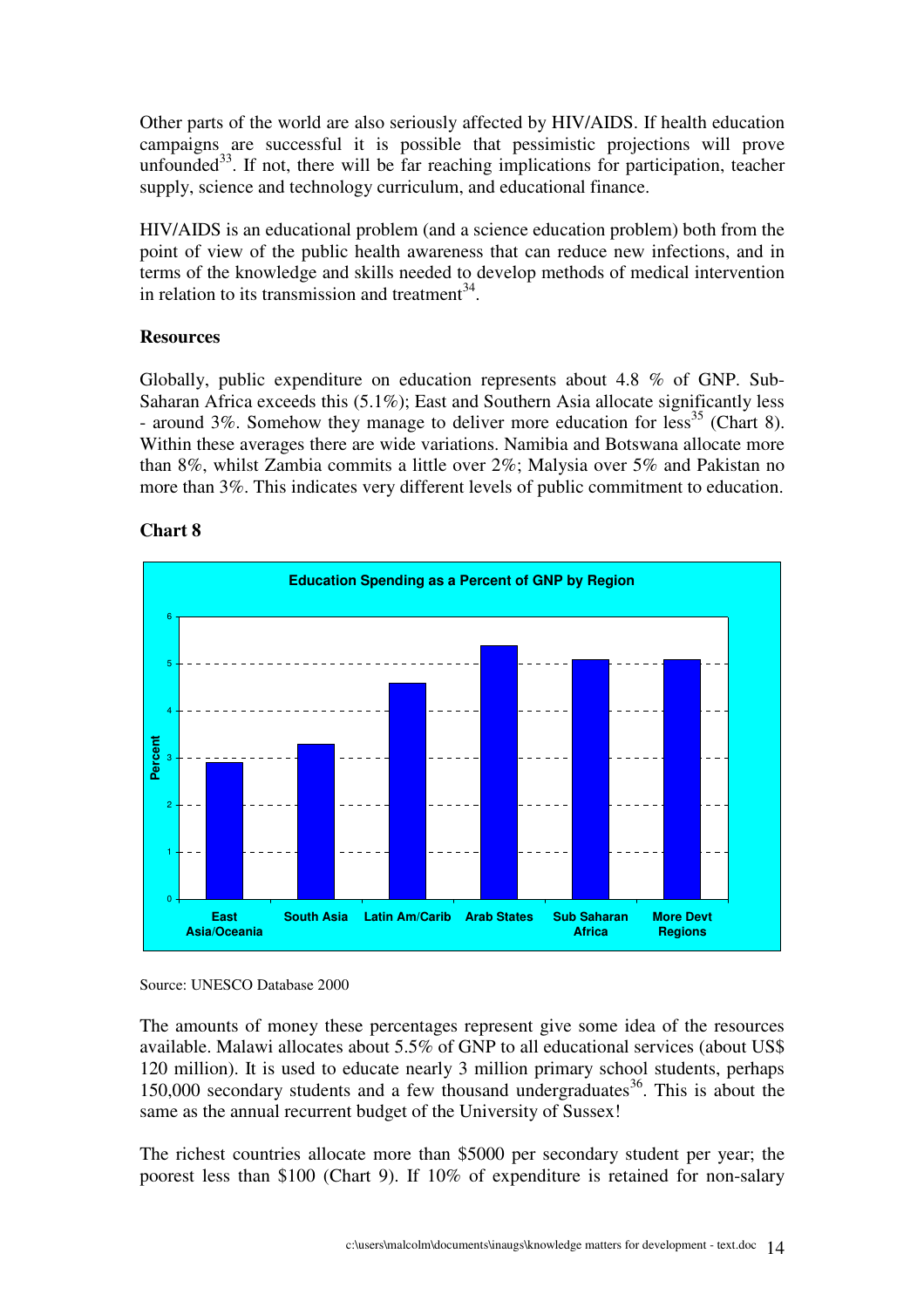Other parts of the world are also seriously affected by HIV/AIDS. If health education campaigns are successful it is possible that pessimistic projections will prove unfounded[33]. If not, there will be far reaching implications for participation, teacher supply, science and technology curriculum, and educational finance.

HIV/AIDS is an educational problem (and a science education problem) both from the point of view of the public health awareness that can reduce new infections, and in terms of the knowledge and skills needed to develop methods of medical intervention in relation to its transmission and treatment[34].

**Resources**

Globally, public expenditure on education represents about 4.8 % of GNP. Sub-Saharan Africa exceeds this (5.1%); East and Southern Asia allocate significantly less - around 3%. Somehow they manage to deliver more education for less[35] (Chart 8). Within these averages there are wide variations. Namibia and Botswana allocate more than 8%, whilst Zambia commits a little over 2%; Malysia over 5% and Pakistan no more than 3%. This indicates very different levels of public commitment to education.

**Chart 8**

Education Spending as a Percent of GNP by Region

Source: UNESCO Database 2000

The amounts of money these percentages represent give some idea of the resources available. Malawi allocates about 5.5% of GNP to all educational services (about US$ 120 million). It is used to educate nearly 3 million primary school students, perhaps 150,000 secondary students and a few thousand undergraduates[36]. This is about the same as the annual recurrent budget of the University of Sussex!

The richest countries allocate more than $5000 per secondary student per year; the poorest less than $100 (Chart 9). If 10% of expenditure is retained for non-salary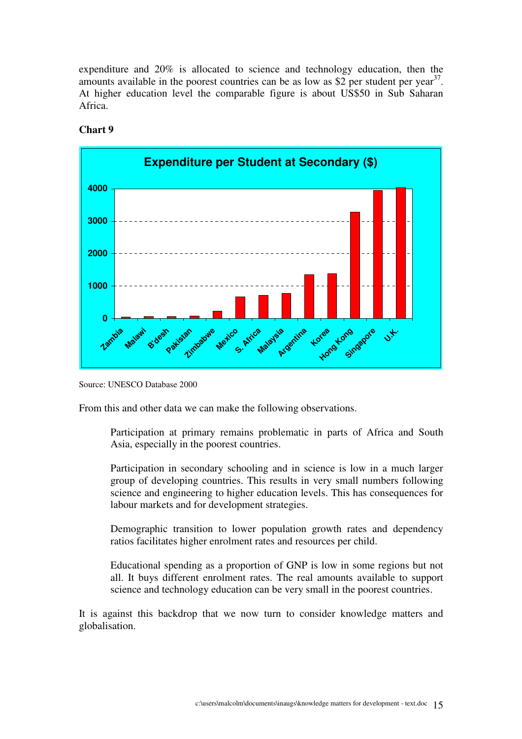expenditure and 20% is allocated to science and technology education, then the amounts available in the poorest countries can be as low as $2 per student per year[37]. At higher education level the comparable figure is about US$50 in Sub Saharan Africa.

**Chart 9**

Source: UNESCO Database 2000

From this and other data we can make the following observations.

> Participation at primary remains problematic in parts of Africa and South Asia, especially in the poorest countries.
>
> Participation in secondary schooling and in science is low in a much larger group of developing countries. This results in very small numbers following science and engineering to higher education levels. This has consequences for labour markets and for development strategies.
>
> Demographic transition to lower population growth rates and dependency ratios facilitates higher enrolment rates and resources per child.
>
> Educational spending as a proportion of GNP is low in some regions but not all. It buys different enrolment rates. The real amounts available to support science and technology education can be very small in the poorest countries.

It is against this backdrop that we now turn to consider knowledge matters and globalisation.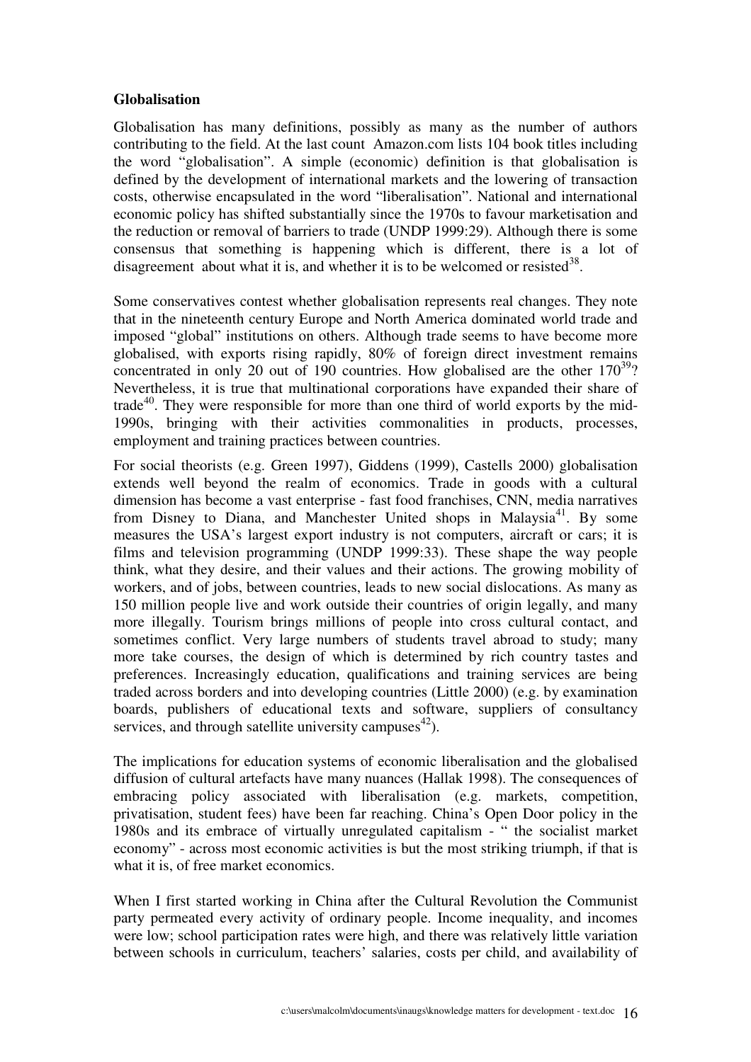**Globalisation**

Globalisation has many definitions, possibly as many as the number of authors contributing to the field. At the last count Amazon.com lists 104 book titles including the word "globalisation". A simple (economic) definition is that globalisation is defined by the development of international markets and the lowering of transaction costs, otherwise encapsulated in the word "liberalisation". National and international economic policy has shifted substantially since the 1970s to favour marketisation and the reduction or removal of barriers to trade (UNDP 1999:29). Although there is some consensus that something is happening which is different, there is a lot of disagreement about what it is, and whether it is to be welcomed or resisted[38].

Some conservatives contest whether globalisation represents real changes. They note that in the nineteenth century Europe and North America dominated world trade and imposed "global" institutions on others. Although trade seems to have become more globalised, with exports rising rapidly, 80% of foreign direct investment remains concentrated in only 20 out of 190 countries. How globalised are the other 170[39]? Nevertheless, it is true that multinational corporations have expanded their share of trade[40]. They were responsible for more than one third of world exports by the mid-1990s, bringing with their activities commonalities in products, processes, employment and training practices between countries.

For social theorists (e.g. Green 1997), Giddens (1999), Castells 2000) globalisation extends well beyond the realm of economics. Trade in goods with a cultural dimension has become a vast enterprise - fast food franchises, CNN, media narratives from Disney to Diana, and Manchester United shops in Malaysia[41]. By some measures the USA's largest export industry is not computers, aircraft or cars; it is films and television programming (UNDP 1999:33). These shape the way people think, what they desire, and their values and their actions. The growing mobility of workers, and of jobs, between countries, leads to new social dislocations. As many as 150 million people live and work outside their countries of origin legally, and many more illegally. Tourism brings millions of people into cross cultural contact, and sometimes conflict. Very large numbers of students travel abroad to study; many more take courses, the design of which is determined by rich country tastes and preferences. Increasingly education, qualifications and training services are being traded across borders and into developing countries (Little 2000) (e.g. by examination boards, publishers of educational texts and software, suppliers of consultancy services, and through satellite university campuses[42]).

The implications for education systems of economic liberalisation and the globalised diffusion of cultural artefacts have many nuances (Hallak 1998). The consequences of embracing policy associated with liberalisation (e.g. markets, competition, privatisation, student fees) have been far reaching. China's Open Door policy in the 1980s and its embrace of virtually unregulated capitalism - " the socialist market economy" - across most economic activities is but the most striking triumph, if that is what it is, of free market economics.

When I first started working in China after the Cultural Revolution the Communist party permeated every activity of ordinary people. Income inequality, and incomes were low; school participation rates were high, and there was relatively little variation between schools in curriculum, teachers' salaries, costs per child, and availability of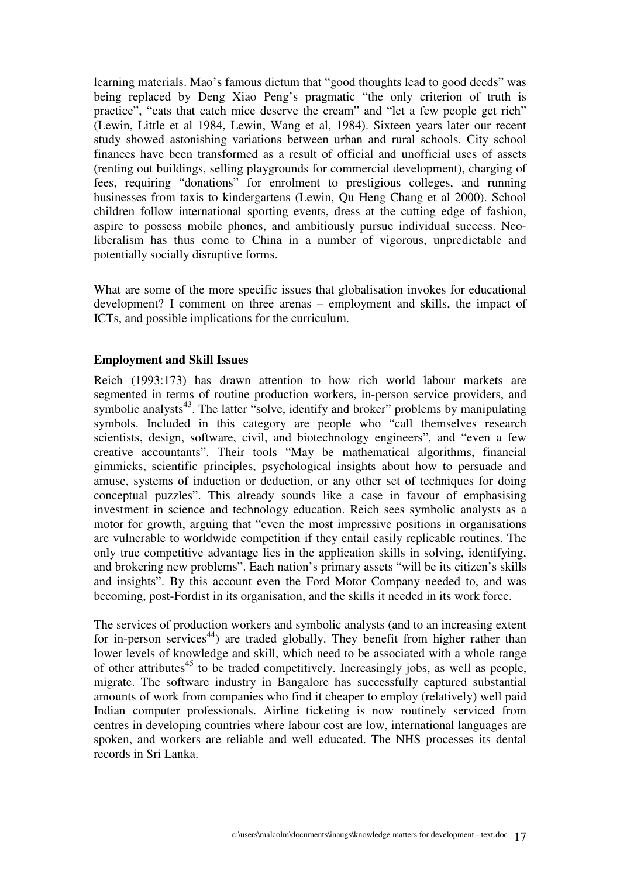learning materials. Mao's famous dictum that "good thoughts lead to good deeds" was being replaced by Deng Xiao Peng's pragmatic "the only criterion of truth is practice", "cats that catch mice deserve the cream" and "let a few people get rich" (Lewin, Little et al 1984, Lewin, Wang et al, 1984). Sixteen years later our recent study showed astonishing variations between urban and rural schools. City school finances have been transformed as a result of official and unofficial uses of assets (renting out buildings, selling playgrounds for commercial development), charging of fees, requiring "donations" for enrolment to prestigious colleges, and running businesses from taxis to kindergartens (Lewin, Qu Heng Chang et al 2000). School children follow international sporting events, dress at the cutting edge of fashion, aspire to possess mobile phones, and ambitiously pursue individual success. Neo-liberalism has thus come to China in a number of vigorous, unpredictable and potentially socially disruptive forms.

What are some of the more specific issues that globalisation invokes for educational development? I comment on three arenas – employment and skills, the impact of ICTs, and possible implications for the curriculum.

**Employment and Skill Issues**

Reich (1993:173) has drawn attention to how rich world labour markets are segmented in terms of routine production workers, in-person service providers, and symbolic analysts[43]. The latter "solve, identify and broker" problems by manipulating symbols. Included in this category are people who "call themselves research scientists, design, software, civil, and biotechnology engineers", and "even a few creative accountants". Their tools "May be mathematical algorithms, financial gimmicks, scientific principles, psychological insights about how to persuade and amuse, systems of induction or deduction, or any other set of techniques for doing conceptual puzzles". This already sounds like a case in favour of emphasising investment in science and technology education. Reich sees symbolic analysts as a motor for growth, arguing that "even the most impressive positions in organisations are vulnerable to worldwide competition if they entail easily replicable routines. The only true competitive advantage lies in the application skills in solving, identifying, and brokering new problems". Each nation's primary assets "will be its citizen's skills and insights". By this account even the Ford Motor Company needed to, and was becoming, post-Fordist in its organisation, and the skills it needed in its work force.

The services of production workers and symbolic analysts (and to an increasing extent for in-person services[44]) are traded globally. They benefit from higher rather than lower levels of knowledge and skill, which need to be associated with a whole range of other attributes[45] to be traded competitively. Increasingly jobs, as well as people, migrate. The software industry in Bangalore has successfully captured substantial amounts of work from companies who find it cheaper to employ (relatively) well paid Indian computer professionals. Airline ticketing is now routinely serviced from centres in developing countries where labour cost are low, international languages are spoken, and workers are reliable and well educated. The NHS processes its dental records in Sri Lanka.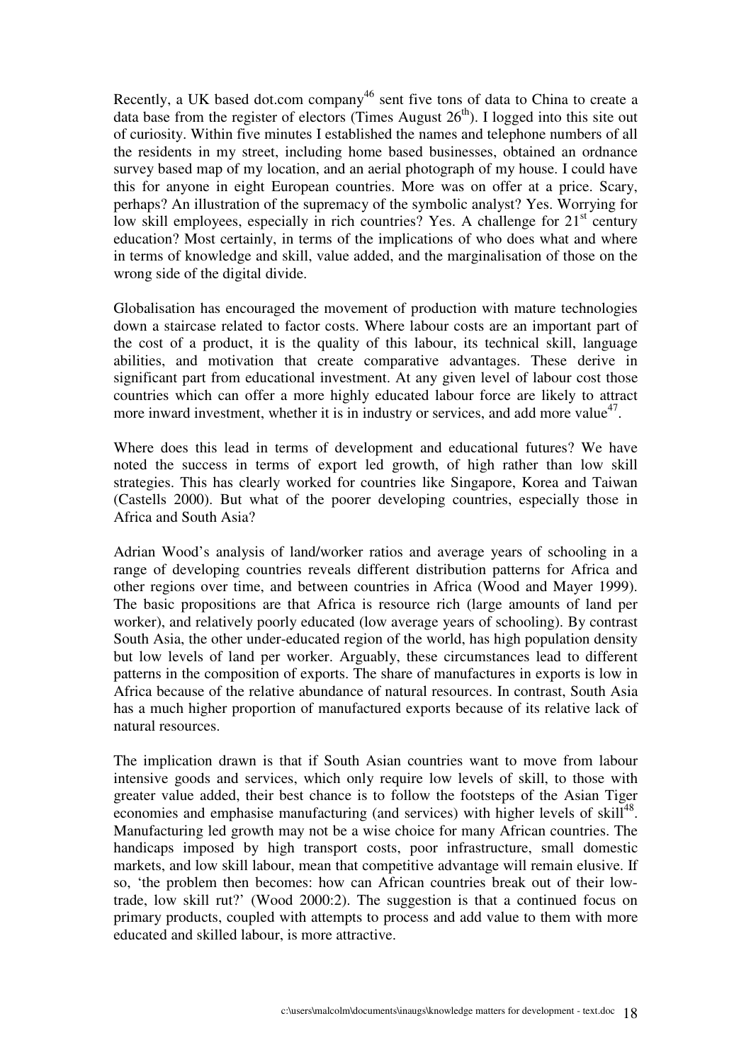Recently, a UK based dot.com company[46] sent five tons of data to China to create a data base from the register of electors (Times August 26th). I logged into this site out of curiosity. Within five minutes I established the names and telephone numbers of all the residents in my street, including home based businesses, obtained an ordnance survey based map of my location, and an aerial photograph of my house. I could have this for anyone in eight European countries. More was on offer at a price. Scary, perhaps? An illustration of the supremacy of the symbolic analyst? Yes. Worrying for low skill employees, especially in rich countries? Yes. A challenge for 21st century education? Most certainly, in terms of the implications of who does what and where in terms of knowledge and skill, value added, and the marginalisation of those on the wrong side of the digital divide.

Globalisation has encouraged the movement of production with mature technologies down a staircase related to factor costs. Where labour costs are an important part of the cost of a product, it is the quality of this labour, its technical skill, language abilities, and motivation that create comparative advantages. These derive in significant part from educational investment. At any given level of labour cost those countries which can offer a more highly educated labour force are likely to attract more inward investment, whether it is in industry or services, and add more value[47].

Where does this lead in terms of development and educational futures? We have noted the success in terms of export led growth, of high rather than low skill strategies. This has clearly worked for countries like Singapore, Korea and Taiwan (Castells 2000). But what of the poorer developing countries, especially those in Africa and South Asia?

Adrian Wood's analysis of land/worker ratios and average years of schooling in a range of developing countries reveals different distribution patterns for Africa and other regions over time, and between countries in Africa (Wood and Mayer 1999). The basic propositions are that Africa is resource rich (large amounts of land per worker), and relatively poorly educated (low average years of schooling). By contrast South Asia, the other under-educated region of the world, has high population density but low levels of land per worker. Arguably, these circumstances lead to different patterns in the composition of exports. The share of manufactures in exports is low in Africa because of the relative abundance of natural resources. In contrast, South Asia has a much higher proportion of manufactured exports because of its relative lack of natural resources.

The implication drawn is that if South Asian countries want to move from labour intensive goods and services, which only require low levels of skill, to those with greater value added, their best chance is to follow the footsteps of the Asian Tiger economies and emphasise manufacturing (and services) with higher levels of skill[48]. Manufacturing led growth may not be a wise choice for many African countries. The handicaps imposed by high transport costs, poor infrastructure, small domestic markets, and low skill labour, mean that competitive advantage will remain elusive. If so, 'the problem then becomes: how can African countries break out of their low-trade, low skill rut?' (Wood 2000:2). The suggestion is that a continued focus on primary products, coupled with attempts to process and add value to them with more educated and skilled labour, is more attractive.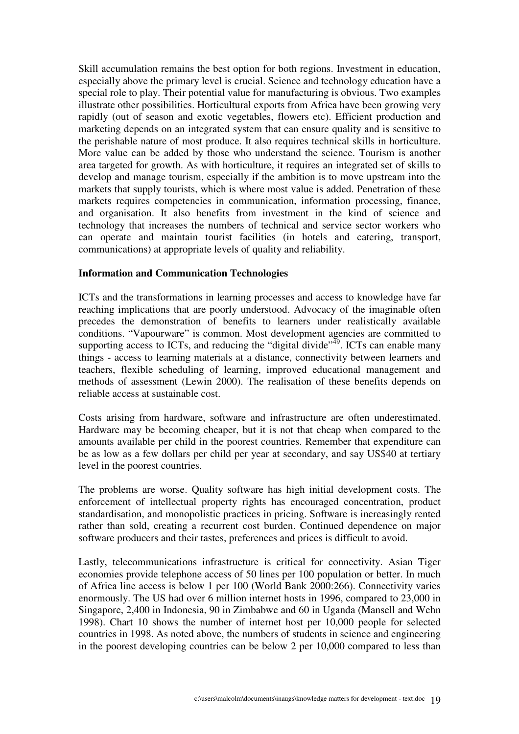Skill accumulation remains the best option for both regions. Investment in education, especially above the primary level is crucial. Science and technology education have a special role to play. Their potential value for manufacturing is obvious. Two examples illustrate other possibilities. Horticultural exports from Africa have been growing very rapidly (out of season and exotic vegetables, flowers etc). Efficient production and marketing depends on an integrated system that can ensure quality and is sensitive to the perishable nature of most produce. It also requires technical skills in horticulture. More value can be added by those who understand the science. Tourism is another area targeted for growth. As with horticulture, it requires an integrated set of skills to develop and manage tourism, especially if the ambition is to move upstream into the markets that supply tourists, which is where most value is added. Penetration of these markets requires competencies in communication, information processing, finance, and organisation. It also benefits from investment in the kind of science and technology that increases the numbers of technical and service sector workers who can operate and maintain tourist facilities (in hotels and catering, transport, communications) at appropriate levels of quality and reliability.

**Information and Communication Technologies**

ICTs and the transformations in learning processes and access to knowledge have far reaching implications that are poorly understood. Advocacy of the imaginable often precedes the demonstration of benefits to learners under realistically available conditions. "Vapourware" is common. Most development agencies are committed to supporting access to ICTs, and reducing the "digital divide"[49]. ICTs can enable many things - access to learning materials at a distance, connectivity between learners and teachers, flexible scheduling of learning, improved educational management and methods of assessment (Lewin 2000). The realisation of these benefits depends on reliable access at sustainable cost.

Costs arising from hardware, software and infrastructure are often underestimated. Hardware may be becoming cheaper, but it is not that cheap when compared to the amounts available per child in the poorest countries. Remember that expenditure can be as low as a few dollars per child per year at secondary, and say US$40 at tertiary level in the poorest countries.

The problems are worse. Quality software has high initial development costs. The enforcement of intellectual property rights has encouraged concentration, product standardisation, and monopolistic practices in pricing. Software is increasingly rented rather than sold, creating a recurrent cost burden. Continued dependence on major software producers and their tastes, preferences and prices is difficult to avoid.

Lastly, telecommunications infrastructure is critical for connectivity. Asian Tiger economies provide telephone access of 50 lines per 100 population or better. In much of Africa line access is below 1 per 100 (World Bank 2000:266). Connectivity varies enormously. The US had over 6 million internet hosts in 1996, compared to 23,000 in Singapore, 2,400 in Indonesia, 90 in Zimbabwe and 60 in Uganda (Mansell and Wehn 1998). Chart 10 shows the number of internet host per 10,000 people for selected countries in 1998. As noted above, the numbers of students in science and engineering in the poorest developing countries can be below 2 per 10,000 compared to less than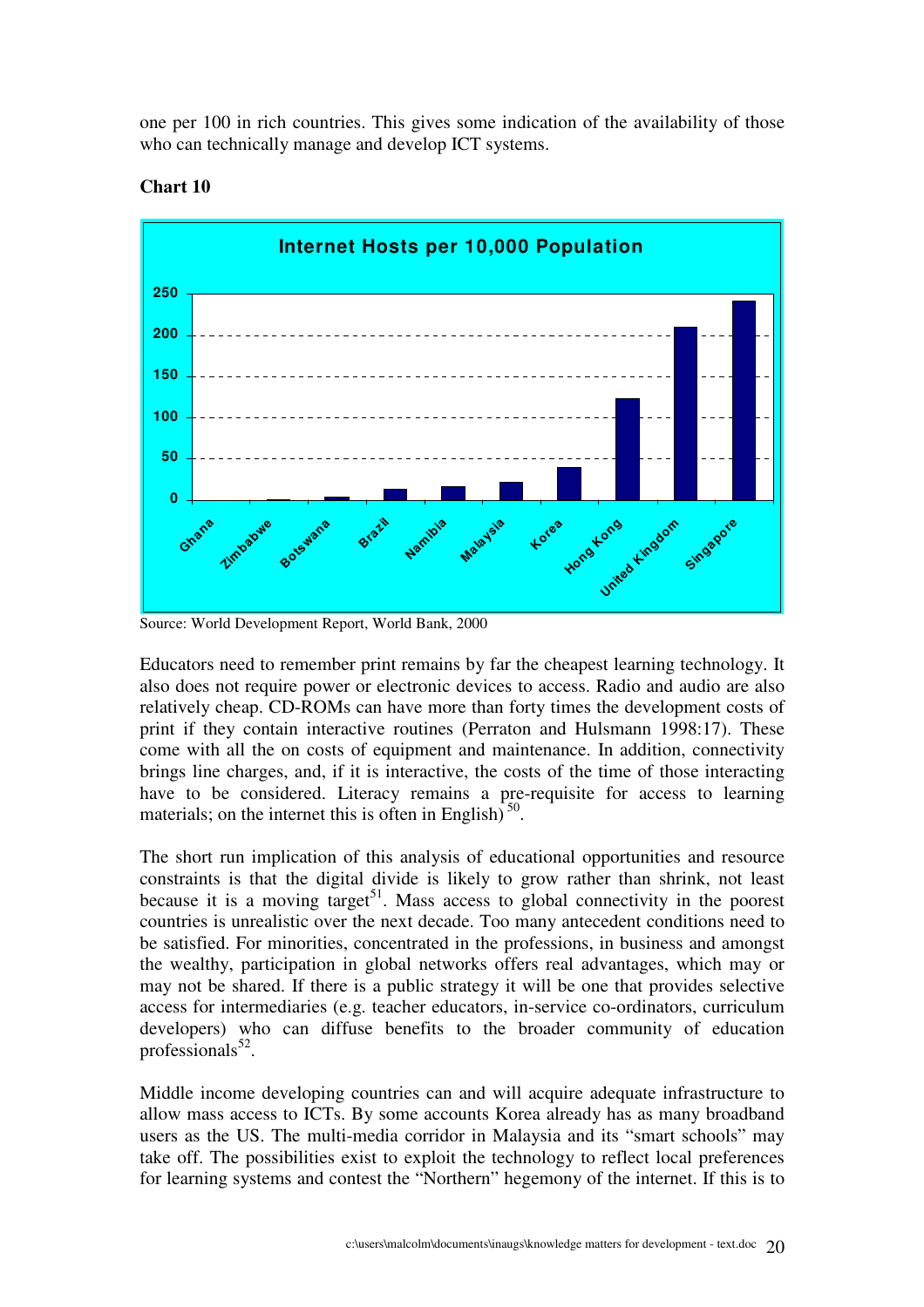one per 100 in rich countries. This gives some indication of the availability of those who can technically manage and develop ICT systems.

**Chart 10**

Internet Hosts per 10,000 Population

Source: World Development Report, World Bank, 2000

Educators need to remember print remains by far the cheapest learning technology. It also does not require power or electronic devices to access. Radio and audio are also relatively cheap. CD-ROMs can have more than forty times the development costs of print if they contain interactive routines (Perraton and Hulsmann 1998:17). These come with all the on costs of equipment and maintenance. In addition, connectivity brings line charges, and, if it is interactive, the costs of the time of those interacting have to be considered. Literacy remains a pre-requisite for access to learning materials; on the internet this is often in English)[50].

The short run implication of this analysis of educational opportunities and resource constraints is that the digital divide is likely to grow rather than shrink, not least because it is a moving target[51]. Mass access to global connectivity in the poorest countries is unrealistic over the next decade. Too many antecedent conditions need to be satisfied. For minorities, concentrated in the professions, in business and amongst the wealthy, participation in global networks offers real advantages, which may or may not be shared. If there is a public strategy it will be one that provides selective access for intermediaries (e.g. teacher educators, in-service co-ordinators, curriculum developers) who can diffuse benefits to the broader community of education professionals[52].

Middle income developing countries can and will acquire adequate infrastructure to allow mass access to ICTs. By some accounts Korea already has as many broadband users as the US. The multi-media corridor in Malaysia and its "smart schools" may take off. The possibilities exist to exploit the technology to reflect local preferences for learning systems and contest the "Northern" hegemony of the internet. If this is to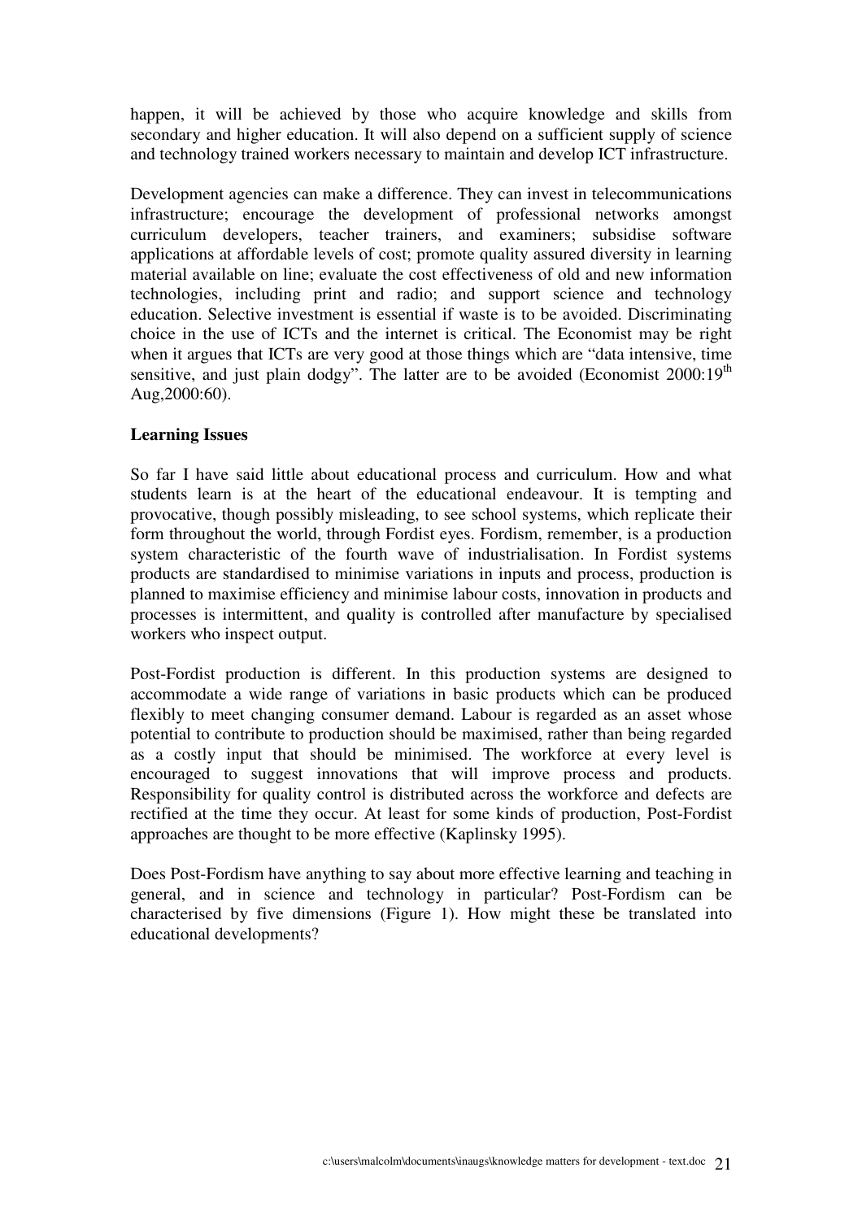happen, it will be achieved by those who acquire knowledge and skills from secondary and higher education. It will also depend on a sufficient supply of science and technology trained workers necessary to maintain and develop ICT infrastructure.

Development agencies can make a difference. They can invest in telecommunications infrastructure; encourage the development of professional networks amongst curriculum developers, teacher trainers, and examiners; subsidise software applications at affordable levels of cost; promote quality assured diversity in learning material available on line; evaluate the cost effectiveness of old and new information technologies, including print and radio; and support science and technology education. Selective investment is essential if waste is to be avoided. Discriminating choice in the use of ICTs and the internet is critical. The Economist may be right when it argues that ICTs are very good at those things which are "data intensive, time sensitive, and just plain dodgy". The latter are to be avoided (Economist 2000:19th Aug,2000:60).

**Learning Issues**

So far I have said little about educational process and curriculum. How and what students learn is at the heart of the educational endeavour. It is tempting and provocative, though possibly misleading, to see school systems, which replicate their form throughout the world, through Fordist eyes. Fordism, remember, is a production system characteristic of the fourth wave of industrialisation. In Fordist systems products are standardised to minimise variations in inputs and process, production is planned to maximise efficiency and minimise labour costs, innovation in products and processes is intermittent, and quality is controlled after manufacture by specialised workers who inspect output.

Post-Fordist production is different. In this production systems are designed to accommodate a wide range of variations in basic products which can be produced flexibly to meet changing consumer demand. Labour is regarded as an asset whose potential to contribute to production should be maximised, rather than being regarded as a costly input that should be minimised. The workforce at every level is encouraged to suggest innovations that will improve process and products. Responsibility for quality control is distributed across the workforce and defects are rectified at the time they occur. At least for some kinds of production, Post-Fordist approaches are thought to be more effective (Kaplinsky 1995).

Does Post-Fordism have anything to say about more effective learning and teaching in general, and in science and technology in particular? Post-Fordism can be characterised by five dimensions (Figure 1). How might these be translated into educational developments?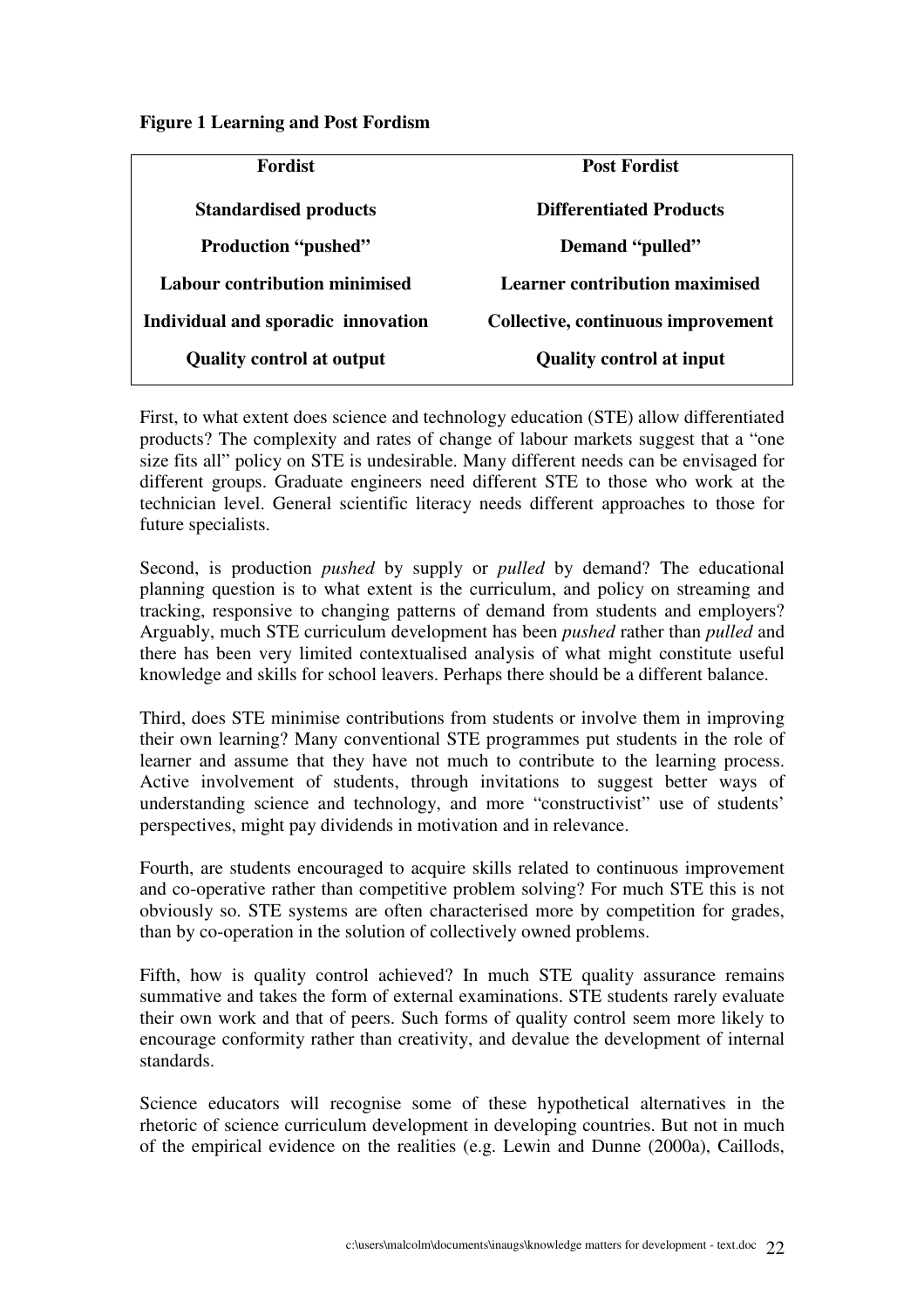**Figure 1 Learning and Post Fordism**

| Fordist | Post Fordist |
|---|---|
| Standardised products | Differentiated Products |
| Production "pushed" | Demand "pulled" |
| Labour contribution minimised | Learner contribution maximised |
| Individual and sporadic innovation | Collective, continuous improvement |
| Quality control at output | Quality control at input |

First, to what extent does science and technology education (STE) allow differentiated products? The complexity and rates of change of labour markets suggest that a "one size fits all" policy on STE is undesirable. Many different needs can be envisaged for different groups. Graduate engineers need different STE to those who work at the technician level. General scientific literacy needs different approaches to those for future specialists.

Second, is production *pushed* by supply or *pulled* by demand? The educational planning question is to what extent is the curriculum, and policy on streaming and tracking, responsive to changing patterns of demand from students and employers? Arguably, much STE curriculum development has been *pushed* rather than *pulled* and there has been very limited contextualised analysis of what might constitute useful knowledge and skills for school leavers. Perhaps there should be a different balance.

Third, does STE minimise contributions from students or involve them in improving their own learning? Many conventional STE programmes put students in the role of learner and assume that they have not much to contribute to the learning process. Active involvement of students, through invitations to suggest better ways of understanding science and technology, and more "constructivist" use of students' perspectives, might pay dividends in motivation and in relevance.

Fourth, are students encouraged to acquire skills related to continuous improvement and co-operative rather than competitive problem solving? For much STE this is not obviously so. STE systems are often characterised more by competition for grades, than by co-operation in the solution of collectively owned problems.

Fifth, how is quality control achieved? In much STE quality assurance remains summative and takes the form of external examinations. STE students rarely evaluate their own work and that of peers. Such forms of quality control seem more likely to encourage conformity rather than creativity, and devalue the development of internal standards.

Science educators will recognise some of these hypothetical alternatives in the rhetoric of science curriculum development in developing countries. But not in much of the empirical evidence on the realities (e.g. Lewin and Dunne (2000a), Caillods,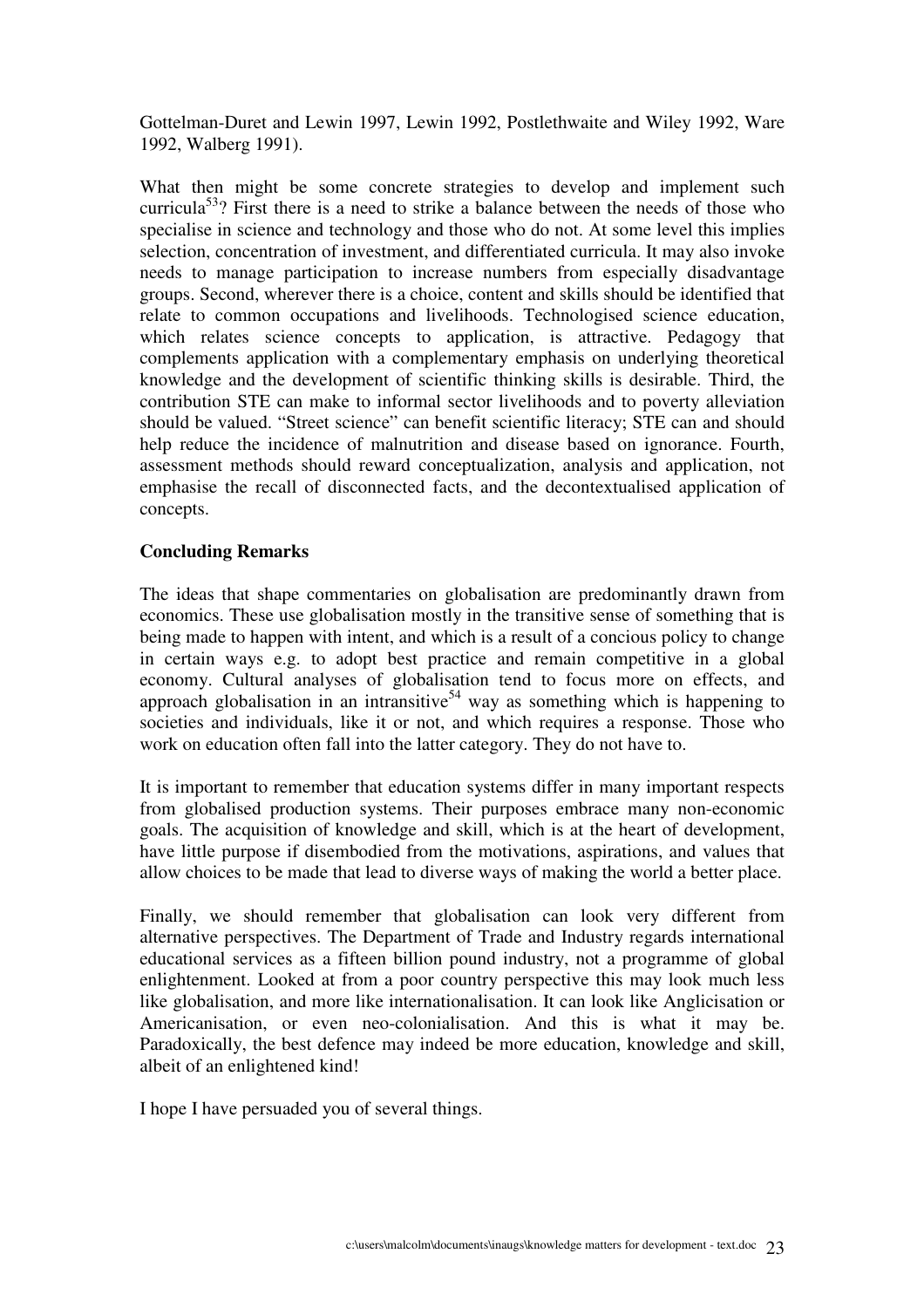Gottelman-Duret and Lewin 1997, Lewin 1992, Postlethwaite and Wiley 1992, Ware 1992, Walberg 1991).

What then might be some concrete strategies to develop and implement such curricula[53]? First there is a need to strike a balance between the needs of those who specialise in science and technology and those who do not. At some level this implies selection, concentration of investment, and differentiated curricula. It may also invoke needs to manage participation to increase numbers from especially disadvantage groups. Second, wherever there is a choice, content and skills should be identified that relate to common occupations and livelihoods. Technologised science education, which relates science concepts to application, is attractive. Pedagogy that complements application with a complementary emphasis on underlying theoretical knowledge and the development of scientific thinking skills is desirable. Third, the contribution STE can make to informal sector livelihoods and to poverty alleviation should be valued. "Street science" can benefit scientific literacy; STE can and should help reduce the incidence of malnutrition and disease based on ignorance. Fourth, assessment methods should reward conceptualization, analysis and application, not emphasise the recall of disconnected facts, and the decontextualised application of concepts.

**Concluding Remarks**

The ideas that shape commentaries on globalisation are predominantly drawn from economics. These use globalisation mostly in the transitive sense of something that is being made to happen with intent, and which is a result of a concious policy to change in certain ways e.g. to adopt best practice and remain competitive in a global economy. Cultural analyses of globalisation tend to focus more on effects, and approach globalisation in an intransitive[54] way as something which is happening to societies and individuals, like it or not, and which requires a response. Those who work on education often fall into the latter category. They do not have to.

It is important to remember that education systems differ in many important respects from globalised production systems. Their purposes embrace many non-economic goals. The acquisition of knowledge and skill, which is at the heart of development, have little purpose if disembodied from the motivations, aspirations, and values that allow choices to be made that lead to diverse ways of making the world a better place.

Finally, we should remember that globalisation can look very different from alternative perspectives. The Department of Trade and Industry regards international educational services as a fifteen billion pound industry, not a programme of global enlightenment. Looked at from a poor country perspective this may look much less like globalisation, and more like internationalisation. It can look like Anglicisation or Americanisation, or even neo-colonialisation. And this is what it may be. Paradoxically, the best defence may indeed be more education, knowledge and skill, albeit of an enlightened kind!

I hope I have persuaded you of several things.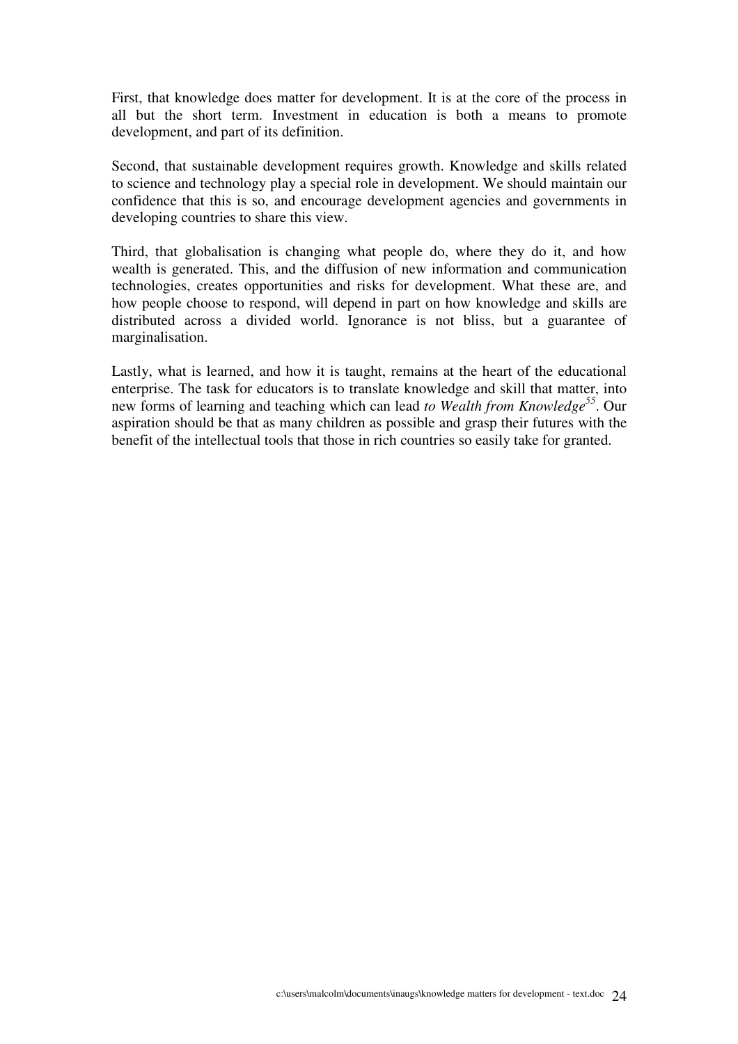First, that knowledge does matter for development. It is at the core of the process in all but the short term. Investment in education is both a means to promote development, and part of its definition.

Second, that sustainable development requires growth. Knowledge and skills related to science and technology play a special role in development. We should maintain our confidence that this is so, and encourage development agencies and governments in developing countries to share this view.

Third, that globalisation is changing what people do, where they do it, and how wealth is generated. This, and the diffusion of new information and communication technologies, creates opportunities and risks for development. What these are, and how people choose to respond, will depend in part on how knowledge and skills are distributed across a divided world. Ignorance is not bliss, but a guarantee of marginalisation.

Lastly, what is learned, and how it is taught, remains at the heart of the educational enterprise. The task for educators is to translate knowledge and skill that matter, into new forms of learning and teaching which can lead *to Wealth from Knowledge*[55]. Our aspiration should be that as many children as possible and grasp their futures with the benefit of the intellectual tools that those in rich countries so easily take for granted.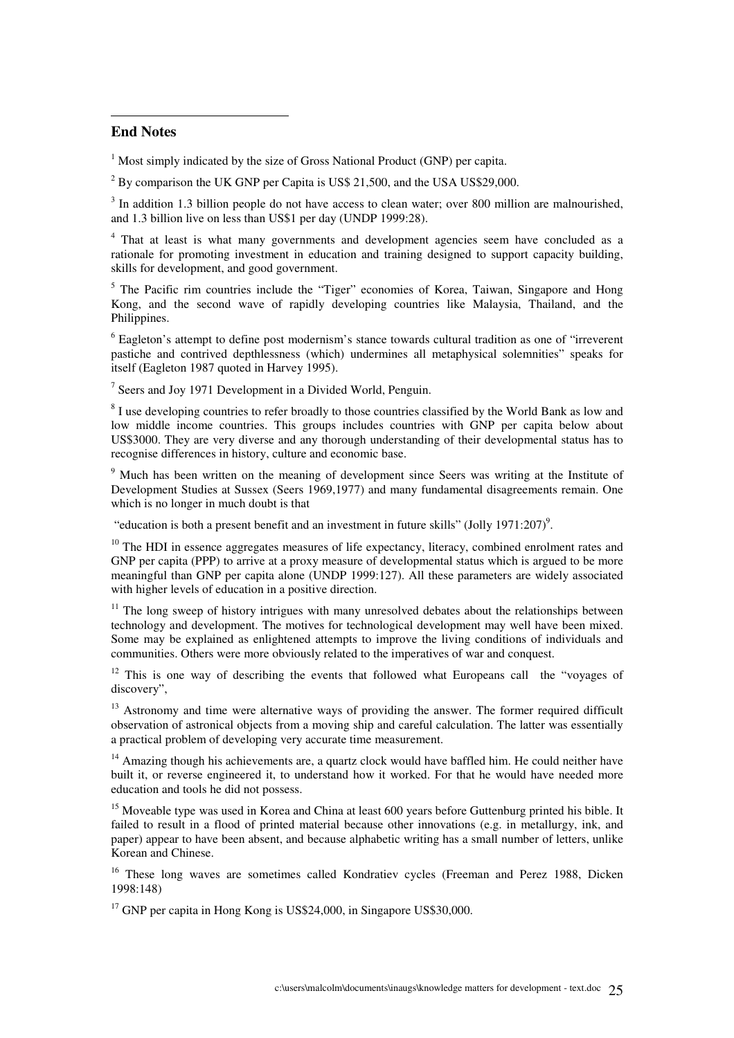## End Notes

[1] Most simply indicated by the size of Gross National Product (GNP) per capita.

[2] By comparison the UK GNP per Capita is US$ 21,500, and the USA US$29,000.

[3] In addition 1.3 billion people do not have access to clean water; over 800 million are malnourished, and 1.3 billion live on less than US$1 per day (UNDP 1999:28).

[4] That at least is what many governments and development agencies seem have concluded as a rationale for promoting investment in education and training designed to support capacity building, skills for development, and good government.

[5] The Pacific rim countries include the "Tiger" economies of Korea, Taiwan, Singapore and Hong Kong, and the second wave of rapidly developing countries like Malaysia, Thailand, and the Philippines.

[6] Eagleton's attempt to define post modernism's stance towards cultural tradition as one of "irreverent pastiche and contrived depthlessness (which) undermines all metaphysical solemnities" speaks for itself (Eagleton 1987 quoted in Harvey 1995).

[7] Seers and Joy 1971 Development in a Divided World, Penguin.

[8] I use developing countries to refer broadly to those countries classified by the World Bank as low and low middle income countries. This groups includes countries with GNP per capita below about US$3000. They are very diverse and any thorough understanding of their developmental status has to recognise differences in history, culture and economic base.

[9] Much has been written on the meaning of development since Seers was writing at the Institute of Development Studies at Sussex (Seers 1969,1977) and many fundamental disagreements remain. One which is no longer in much doubt is that

"education is both a present benefit and an investment in future skills" (Jolly 1971:207)[9].

[10] The HDI in essence aggregates measures of life expectancy, literacy, combined enrolment rates and GNP per capita (PPP) to arrive at a proxy measure of developmental status which is argued to be more meaningful than GNP per capita alone (UNDP 1999:127). All these parameters are widely associated with higher levels of education in a positive direction.

[11] The long sweep of history intrigues with many unresolved debates about the relationships between technology and development. The motives for technological development may well have been mixed. Some may be explained as enlightened attempts to improve the living conditions of individuals and communities. Others were more obviously related to the imperatives of war and conquest.

[12] This is one way of describing the events that followed what Europeans call the "voyages of discovery",

[13] Astronomy and time were alternative ways of providing the answer. The former required difficult observation of astronical objects from a moving ship and careful calculation. The latter was essentially a practical problem of developing very accurate time measurement.

[14] Amazing though his achievements are, a quartz clock would have baffled him. He could neither have built it, or reverse engineered it, to understand how it worked. For that he would have needed more education and tools he did not possess.

[15] Moveable type was used in Korea and China at least 600 years before Guttenburg printed his bible. It failed to result in a flood of printed material because other innovations (e.g. in metallurgy, ink, and paper) appear to have been absent, and because alphabetic writing has a small number of letters, unlike Korean and Chinese.

[16] These long waves are sometimes called Kondratiev cycles (Freeman and Perez 1988, Dicken 1998:148)

[17] GNP per capita in Hong Kong is US$24,000, in Singapore US$30,000.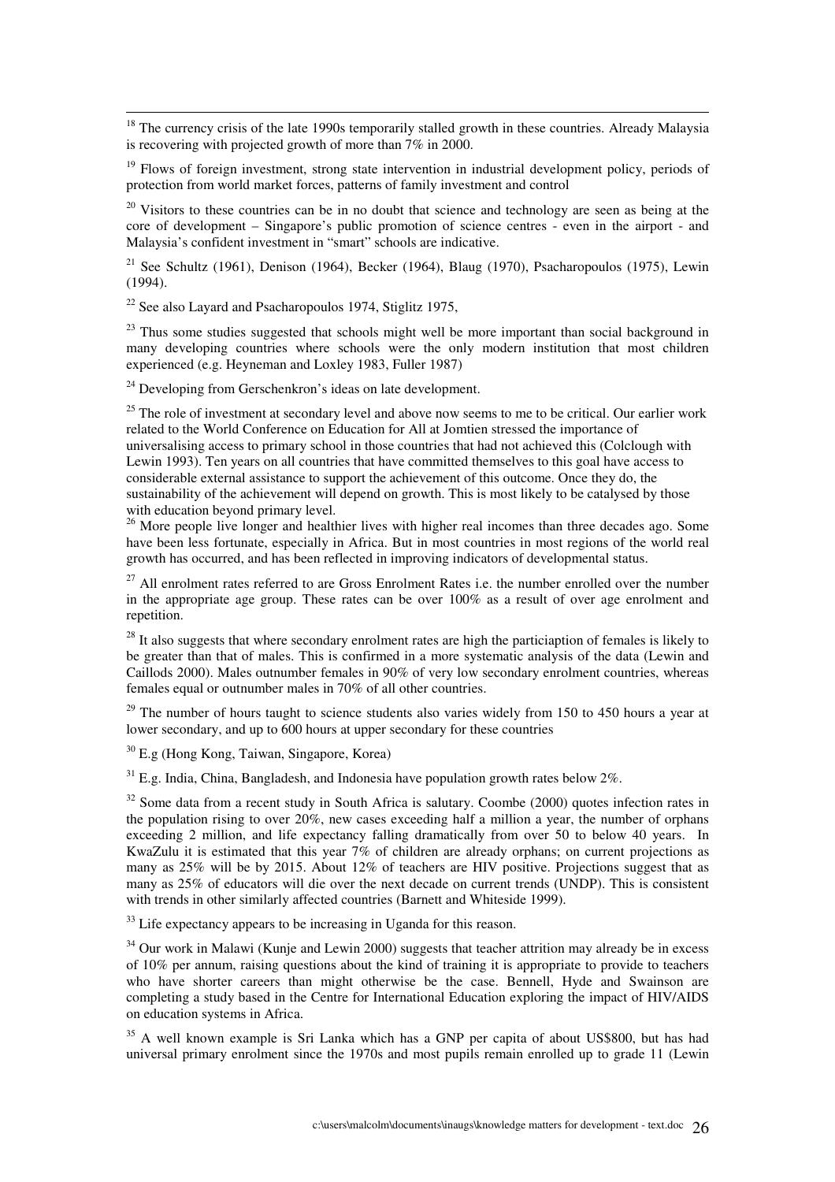[18] The currency crisis of the late 1990s temporarily stalled growth in these countries. Already Malaysia is recovering with projected growth of more than 7% in 2000.

[19] Flows of foreign investment, strong state intervention in industrial development policy, periods of protection from world market forces, patterns of family investment and control

[20] Visitors to these countries can be in no doubt that science and technology are seen as being at the core of development – Singapore's public promotion of science centres - even in the airport - and Malaysia's confident investment in "smart" schools are indicative.

[21] See Schultz (1961), Denison (1964), Becker (1964), Blaug (1970), Psacharopoulos (1975), Lewin (1994).

[22] See also Layard and Psacharopoulos 1974, Stiglitz 1975,

[23] Thus some studies suggested that schools might well be more important than social background in many developing countries where schools were the only modern institution that most children experienced (e.g. Heyneman and Loxley 1983, Fuller 1987)

[24] Developing from Gerschenkron's ideas on late development.

[25] The role of investment at secondary level and above now seems to me to be critical. Our earlier work related to the World Conference on Education for All at Jomtien stressed the importance of universalising access to primary school in those countries that had not achieved this (Colclough with Lewin 1993). Ten years on all countries that have committed themselves to this goal have access to considerable external assistance to support the achievement of this outcome. Once they do, the sustainability of the achievement will depend on growth. This is most likely to be catalysed by those with education beyond primary level.

[26] More people live longer and healthier lives with higher real incomes than three decades ago. Some have been less fortunate, especially in Africa. But in most countries in most regions of the world real growth has occurred, and has been reflected in improving indicators of developmental status.

[27] All enrolment rates referred to are Gross Enrolment Rates i.e. the number enrolled over the number in the appropriate age group. These rates can be over 100% as a result of over age enrolment and repetition.

[28] It also suggests that where secondary enrolment rates are high the particiaption of females is likely to be greater than that of males. This is confirmed in a more systematic analysis of the data (Lewin and Caillods 2000). Males outnumber females in 90% of very low secondary enrolment countries, whereas females equal or outnumber males in 70% of all other countries.

[29] The number of hours taught to science students also varies widely from 150 to 450 hours a year at lower secondary, and up to 600 hours at upper secondary for these countries

[30] E.g (Hong Kong, Taiwan, Singapore, Korea)

[31] E.g. India, China, Bangladesh, and Indonesia have population growth rates below 2%.

[32] Some data from a recent study in South Africa is salutary. Coombe (2000) quotes infection rates in the population rising to over 20%, new cases exceeding half a million a year, the number of orphans exceeding 2 million, and life expectancy falling dramatically from over 50 to below 40 years. In KwaZulu it is estimated that this year 7% of children are already orphans; on current projections as many as 25% will be by 2015. About 12% of teachers are HIV positive. Projections suggest that as many as 25% of educators will die over the next decade on current trends (UNDP). This is consistent with trends in other similarly affected countries (Barnett and Whiteside 1999).

[33] Life expectancy appears to be increasing in Uganda for this reason.

[34] Our work in Malawi (Kunje and Lewin 2000) suggests that teacher attrition may already be in excess of 10% per annum, raising questions about the kind of training it is appropriate to provide to teachers who have shorter careers than might otherwise be the case. Bennell, Hyde and Swainson are completing a study based in the Centre for International Education exploring the impact of HIV/AIDS on education systems in Africa.

[35] A well known example is Sri Lanka which has a GNP per capita of about US$800, but has had universal primary enrolment since the 1970s and most pupils remain enrolled up to grade 11 (Lewin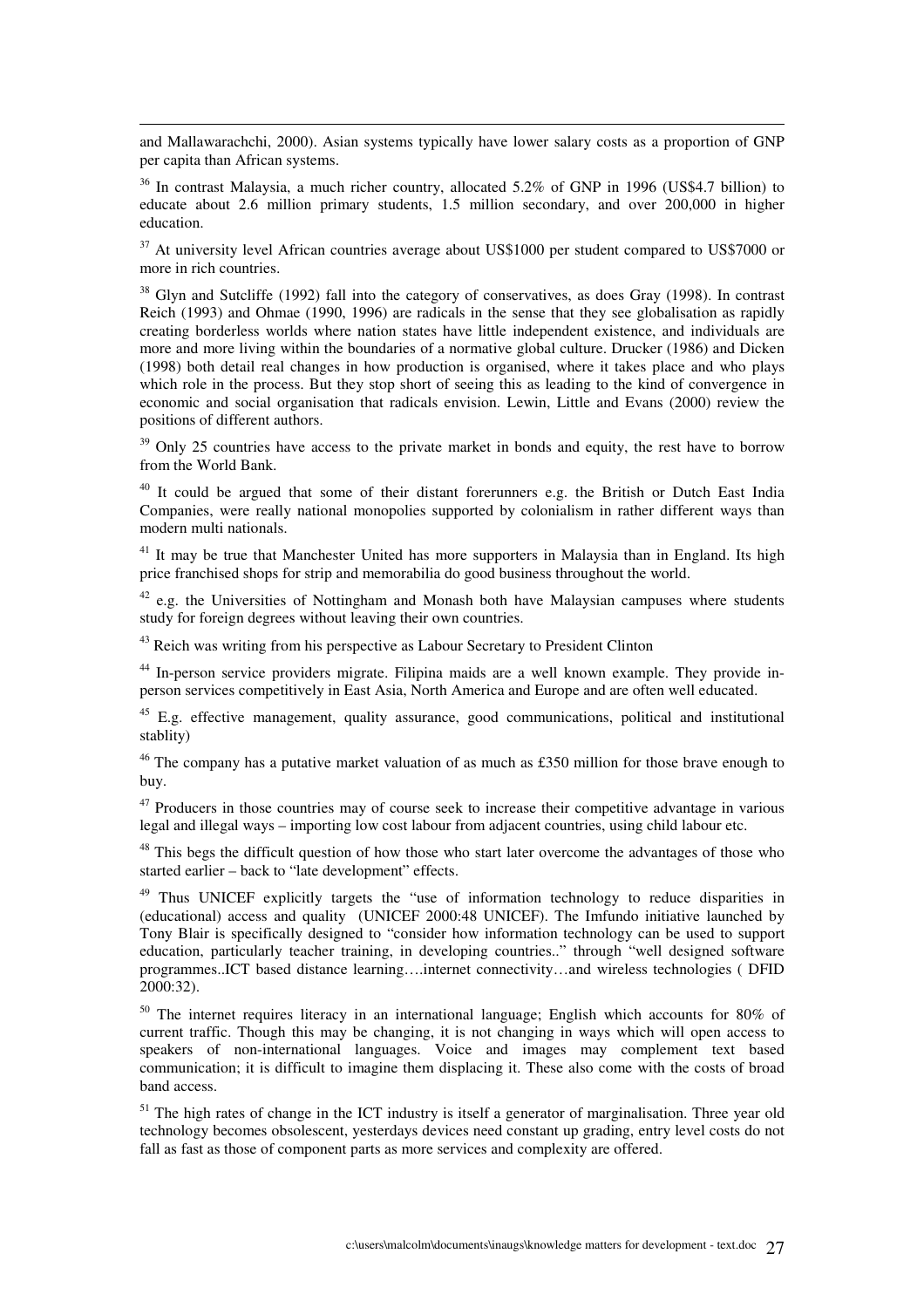and Mallawarachchi, 2000). Asian systems typically have lower salary costs as a proportion of GNP per capita than African systems.

[36] In contrast Malaysia, a much richer country, allocated 5.2% of GNP in 1996 (US$4.7 billion) to educate about 2.6 million primary students, 1.5 million secondary, and over 200,000 in higher education.

[37] At university level African countries average about US$1000 per student compared to US$7000 or more in rich countries.

[38] Glyn and Sutcliffe (1992) fall into the category of conservatives, as does Gray (1998). In contrast Reich (1993) and Ohmae (1990, 1996) are radicals in the sense that they see globalisation as rapidly creating borderless worlds where nation states have little independent existence, and individuals are more and more living within the boundaries of a normative global culture. Drucker (1986) and Dicken (1998) both detail real changes in how production is organised, where it takes place and who plays which role in the process. But they stop short of seeing this as leading to the kind of convergence in economic and social organisation that radicals envision. Lewin, Little and Evans (2000) review the positions of different authors.

[39] Only 25 countries have access to the private market in bonds and equity, the rest have to borrow from the World Bank.

[40] It could be argued that some of their distant forerunners e.g. the British or Dutch East India Companies, were really national monopolies supported by colonialism in rather different ways than modern multi nationals.

[41] It may be true that Manchester United has more supporters in Malaysia than in England. Its high price franchised shops for strip and memorabilia do good business throughout the world.

[42] e.g. the Universities of Nottingham and Monash both have Malaysian campuses where students study for foreign degrees without leaving their own countries.

[43] Reich was writing from his perspective as Labour Secretary to President Clinton

[44] In-person service providers migrate. Filipina maids are a well known example. They provide in-person services competitively in East Asia, North America and Europe and are often well educated.

[45] E.g. effective management, quality assurance, good communications, political and institutional stablity)

[46] The company has a putative market valuation of as much as £350 million for those brave enough to buy.

[47] Producers in those countries may of course seek to increase their competitive advantage in various legal and illegal ways – importing low cost labour from adjacent countries, using child labour etc.

[48] This begs the difficult question of how those who start later overcome the advantages of those who started earlier – back to "late development" effects.

[49] Thus UNICEF explicitly targets the "use of information technology to reduce disparities in (educational) access and quality (UNICEF 2000:48 UNICEF). The Imfundo initiative launched by Tony Blair is specifically designed to "consider how information technology can be used to support education, particularly teacher training, in developing countries.." through "well designed software programmes..ICT based distance learning….internet connectivity…and wireless technologies ( DFID 2000:32).

[50] The internet requires literacy in an international language; English which accounts for 80% of current traffic. Though this may be changing, it is not changing in ways which will open access to speakers of non-international languages. Voice and images may complement text based communication; it is difficult to imagine them displacing it. These also come with the costs of broad band access.

[51] The high rates of change in the ICT industry is itself a generator of marginalisation. Three year old technology becomes obsolescent, yesterdays devices need constant up grading, entry level costs do not fall as fast as those of component parts as more services and complexity are offered.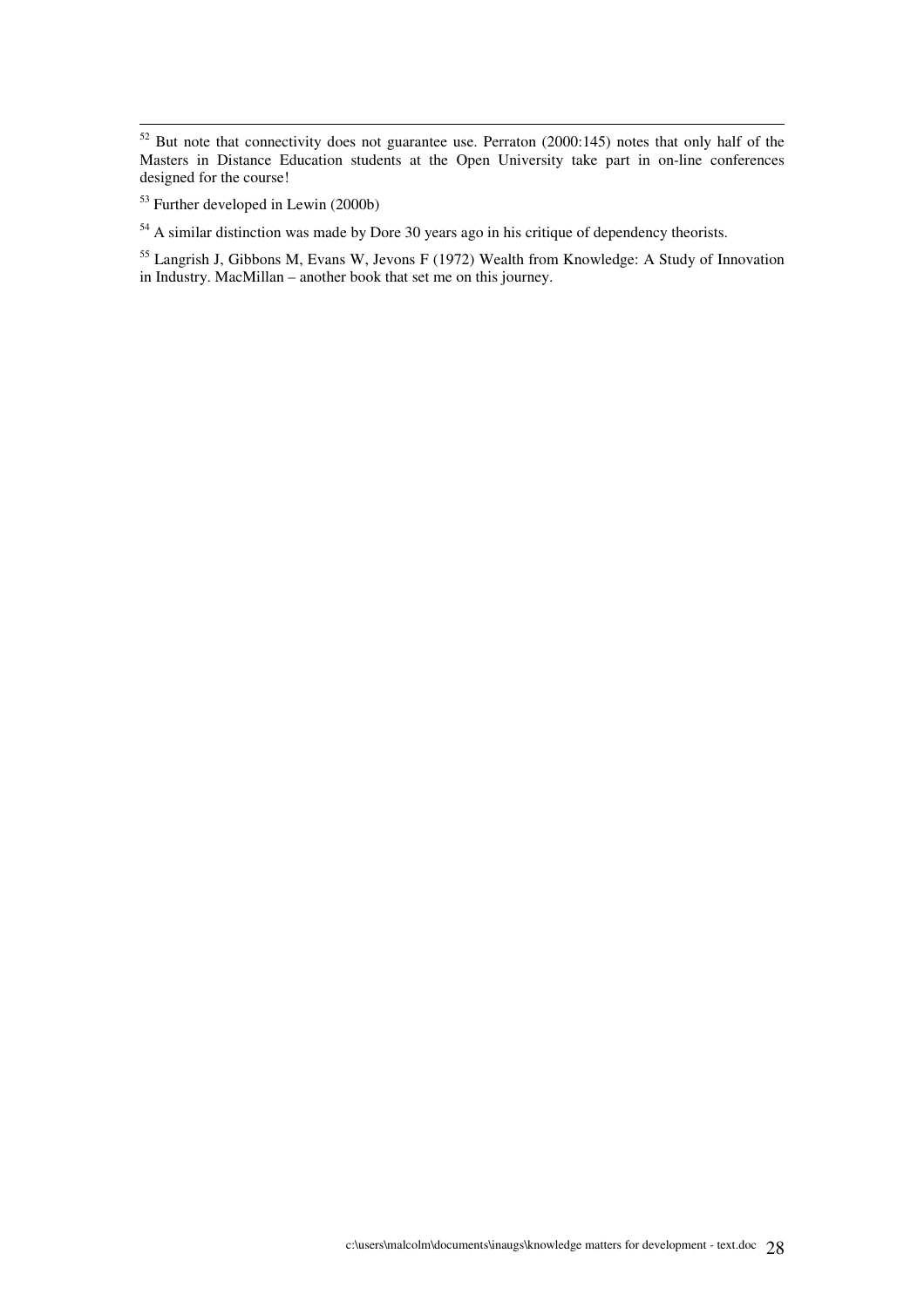[52] But note that connectivity does not guarantee use. Perraton (2000:145) notes that only half of the Masters in Distance Education students at the Open University take part in on-line conferences designed for the course!

[53] Further developed in Lewin (2000b)

[54] A similar distinction was made by Dore 30 years ago in his critique of dependency theorists.

[55] Langrish J, Gibbons M, Evans W, Jevons F (1972) Wealth from Knowledge: A Study of Innovation in Industry. MacMillan – another book that set me on this journey.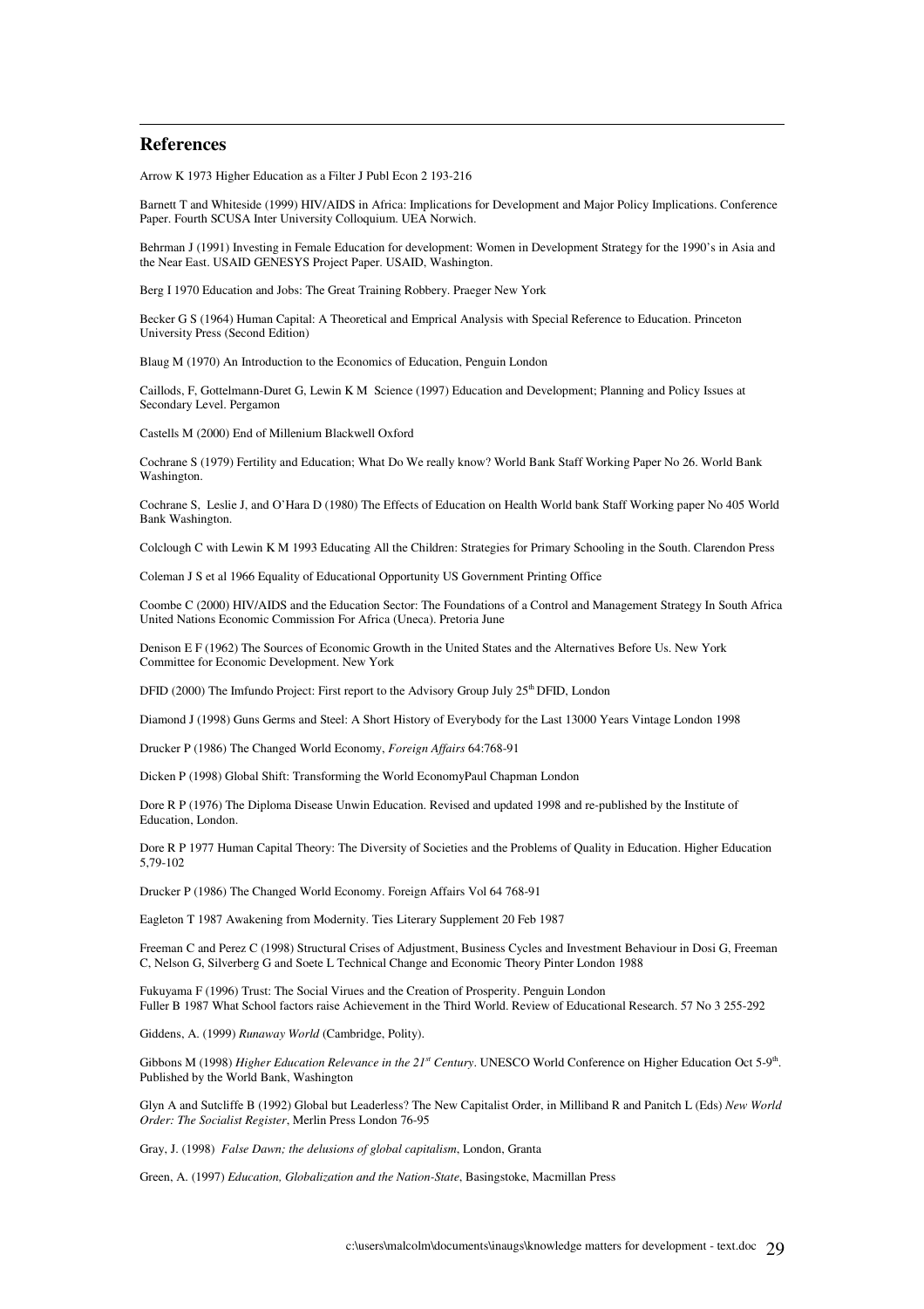## References

Arrow K 1973 Higher Education as a Filter J Publ Econ 2 193-216

Barnett T and Whiteside (1999) HIV/AIDS in Africa: Implications for Development and Major Policy Implications. Conference Paper. Fourth SCUSA Inter University Colloquium. UEA Norwich.

Behrman J (1991) Investing in Female Education for development: Women in Development Strategy for the 1990's in Asia and the Near East. USAID GENESYS Project Paper. USAID, Washington.

Berg I 1970 Education and Jobs: The Great Training Robbery. Praeger New York

Becker G S (1964) Human Capital: A Theoretical and Emprical Analysis with Special Reference to Education. Princeton University Press (Second Edition)

Blaug M (1970) An Introduction to the Economics of Education, Penguin London

Caillods, F, Gottelmann-Duret G, Lewin K M Science (1997) Education and Development; Planning and Policy Issues at Secondary Level. Pergamon

Castells M (2000) End of Millenium Blackwell Oxford

Cochrane S (1979) Fertility and Education; What Do We really know? World Bank Staff Working Paper No 26. World Bank Washington.

Cochrane S, Leslie J, and O'Hara D (1980) The Effects of Education on Health World bank Staff Working paper No 405 World Bank Washington.

Colclough C with Lewin K M 1993 Educating All the Children: Strategies for Primary Schooling in the South. Clarendon Press

Coleman J S et al 1966 Equality of Educational Opportunity US Government Printing Office

Coombe C (2000) HIV/AIDS and the Education Sector: The Foundations of a Control and Management Strategy In South Africa United Nations Economic Commission For Africa (Uneca). Pretoria June

Denison E F (1962) The Sources of Economic Growth in the United States and the Alternatives Before Us. New York Committee for Economic Development. New York

DFID (2000) The Imfundo Project: First report to the Advisory Group July 25th DFID, London

Diamond J (1998) Guns Germs and Steel: A Short History of Everybody for the Last 13000 Years Vintage London 1998

Drucker P (1986) The Changed World Economy, *Foreign Affairs* 64:768-91

Dicken P (1998) Global Shift: Transforming the World EconomyPaul Chapman London

Dore R P (1976) The Diploma Disease Unwin Education. Revised and updated 1998 and re-published by the Institute of Education, London.

Dore R P 1977 Human Capital Theory: The Diversity of Societies and the Problems of Quality in Education. Higher Education 5,79-102

Drucker P (1986) The Changed World Economy. Foreign Affairs Vol 64 768-91

Eagleton T 1987 Awakening from Modernity. Ties Literary Supplement 20 Feb 1987

Freeman C and Perez C (1998) Structural Crises of Adjustment, Business Cycles and Investment Behaviour in Dosi G, Freeman C, Nelson G, Silverberg G and Soete L Technical Change and Economic Theory Pinter London 1988

Fukuyama F (1996) Trust: The Social Virues and the Creation of Prosperity. Penguin London
Fuller B 1987 What School factors raise Achievement in the Third World. Review of Educational Research. 57 No 3 255-292

Giddens, A. (1999) *Runaway World* (Cambridge, Polity).

Gibbons M (1998) *Higher Education Relevance in the 21st Century*. UNESCO World Conference on Higher Education Oct 5-9th. Published by the World Bank, Washington

Glyn A and Sutcliffe B (1992) Global but Leaderless? The New Capitalist Order, in Milliband R and Panitch L (Eds) *New World Order: The Socialist Register*, Merlin Press London 76-95

Gray, J. (1998) *False Dawn; the delusions of global capitalism*, London, Granta

Green, A. (1997) *Education, Globalization and the Nation-State*, Basingstoke, Macmillan Press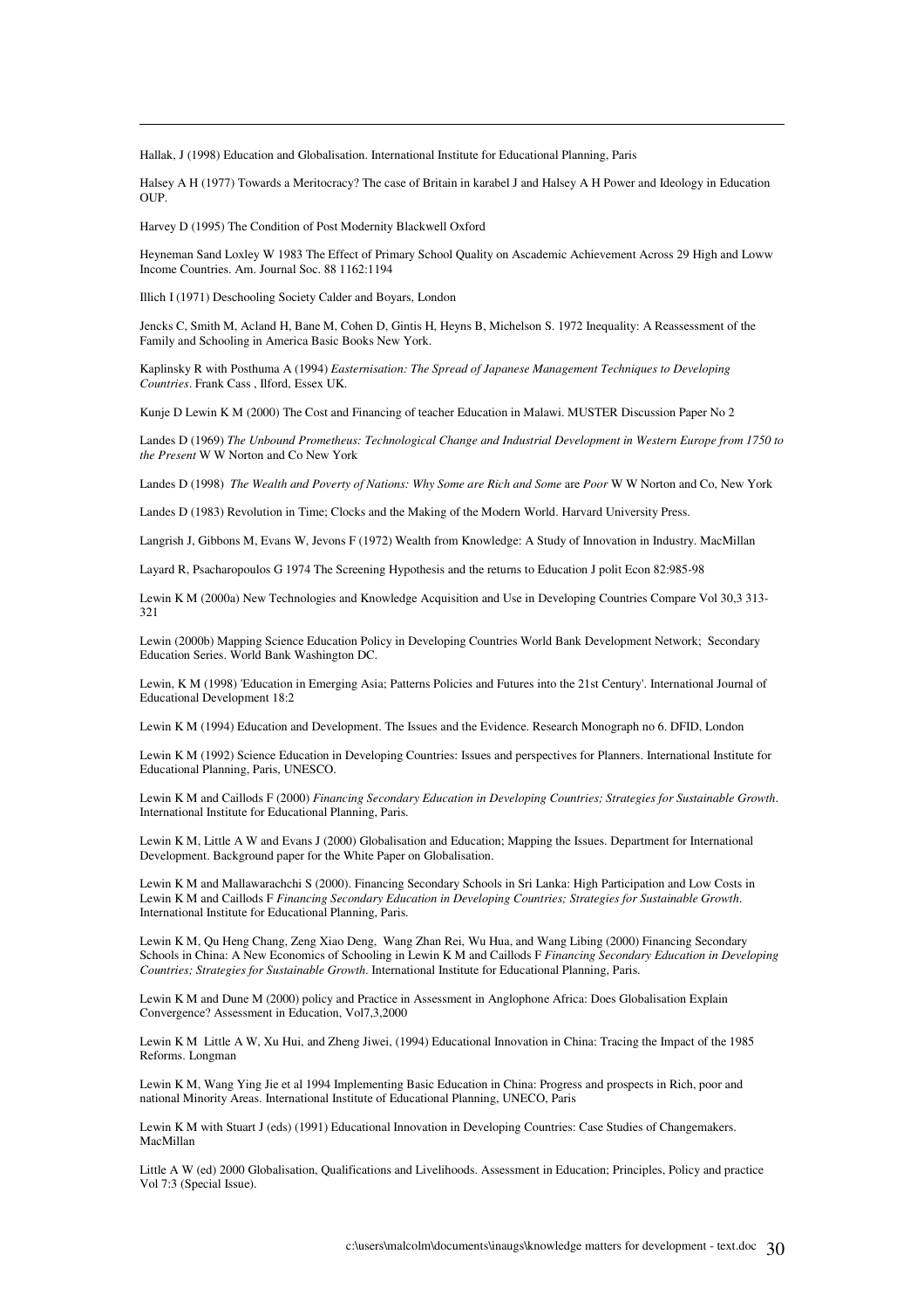Hallak, J (1998) Education and Globalisation. International Institute for Educational Planning, Paris

Halsey A H (1977) Towards a Meritocracy? The case of Britain in karabel J and Halsey A H Power and Ideology in Education OUP.

Harvey D (1995) The Condition of Post Modernity Blackwell Oxford

Heyneman Sand Loxley W 1983 The Effect of Primary School Quality on Ascademic Achievement Across 29 High and Loww Income Countries. Am. Journal Soc. 88 1162:1194

Illich I (1971) Deschooling Society Calder and Boyars, London

Jencks C, Smith M, Acland H, Bane M, Cohen D, Gintis H, Heyns B, Michelson S. 1972 Inequality: A Reassessment of the Family and Schooling in America Basic Books New York.

Kaplinsky R with Posthuma A (1994) *Easternisation: The Spread of Japanese Management Techniques to Developing Countries*. Frank Cass , Ilford, Essex UK.

Kunje D Lewin K M (2000) The Cost and Financing of teacher Education in Malawi. MUSTER Discussion Paper No 2

Landes D (1969) *The Unbound Prometheus: Technological Change and Industrial Development in Western Europe from 1750 to the Present* W W Norton and Co New York

Landes D (1998) *The Wealth and Poverty of Nations: Why Some are Rich and Some* are *Poor* W W Norton and Co, New York

Landes D (1983) Revolution in Time; Clocks and the Making of the Modern World. Harvard University Press.

Langrish J, Gibbons M, Evans W, Jevons F (1972) Wealth from Knowledge: A Study of Innovation in Industry. MacMillan

Layard R, Psacharopoulos G 1974 The Screening Hypothesis and the returns to Education J polit Econ 82:985-98

Lewin K M (2000a) New Technologies and Knowledge Acquisition and Use in Developing Countries Compare Vol 30,3 313-321

Lewin (2000b) Mapping Science Education Policy in Developing Countries World Bank Development Network; Secondary Education Series. World Bank Washington DC.

Lewin, K M (1998) 'Education in Emerging Asia; Patterns Policies and Futures into the 21st Century'. International Journal of Educational Development 18:2

Lewin K M (1994) Education and Development. The Issues and the Evidence. Research Monograph no 6. DFID, London

Lewin K M (1992) Science Education in Developing Countries: Issues and perspectives for Planners. International Institute for Educational Planning, Paris, UNESCO.

Lewin K M and Caillods F (2000) *Financing Secondary Education in Developing Countries; Strategies for Sustainable Growth*. International Institute for Educational Planning, Paris.

Lewin K M, Little A W and Evans J (2000) Globalisation and Education; Mapping the Issues. Department for International Development. Background paper for the White Paper on Globalisation.

Lewin K M and Mallawarachchi S (2000). Financing Secondary Schools in Sri Lanka: High Participation and Low Costs in Lewin K M and Caillods F *Financing Secondary Education in Developing Countries; Strategies for Sustainable Growth*. International Institute for Educational Planning, Paris.

Lewin K M, Qu Heng Chang, Zeng Xiao Deng, Wang Zhan Rei, Wu Hua, and Wang Libing (2000) Financing Secondary Schools in China: A New Economics of Schooling in Lewin K M and Caillods F *Financing Secondary Education in Developing Countries; Strategies for Sustainable Growth*. International Institute for Educational Planning, Paris.

Lewin K M and Dune M (2000) policy and Practice in Assessment in Anglophone Africa: Does Globalisation Explain Convergence? Assessment in Education, Vol7,3,2000

Lewin K M Little A W, Xu Hui, and Zheng Jiwei, (1994) Educational Innovation in China: Tracing the Impact of the 1985 Reforms. Longman

Lewin K M, Wang Ying Jie et al 1994 Implementing Basic Education in China: Progress and prospects in Rich, poor and national Minority Areas. International Institute of Educational Planning, UNECO, Paris

Lewin K M with Stuart J (eds) (1991) Educational Innovation in Developing Countries: Case Studies of Changemakers. MacMillan

Little A W (ed) 2000 Globalisation, Qualifications and Livelihoods. Assessment in Education; Principles, Policy and practice Vol 7:3 (Special Issue).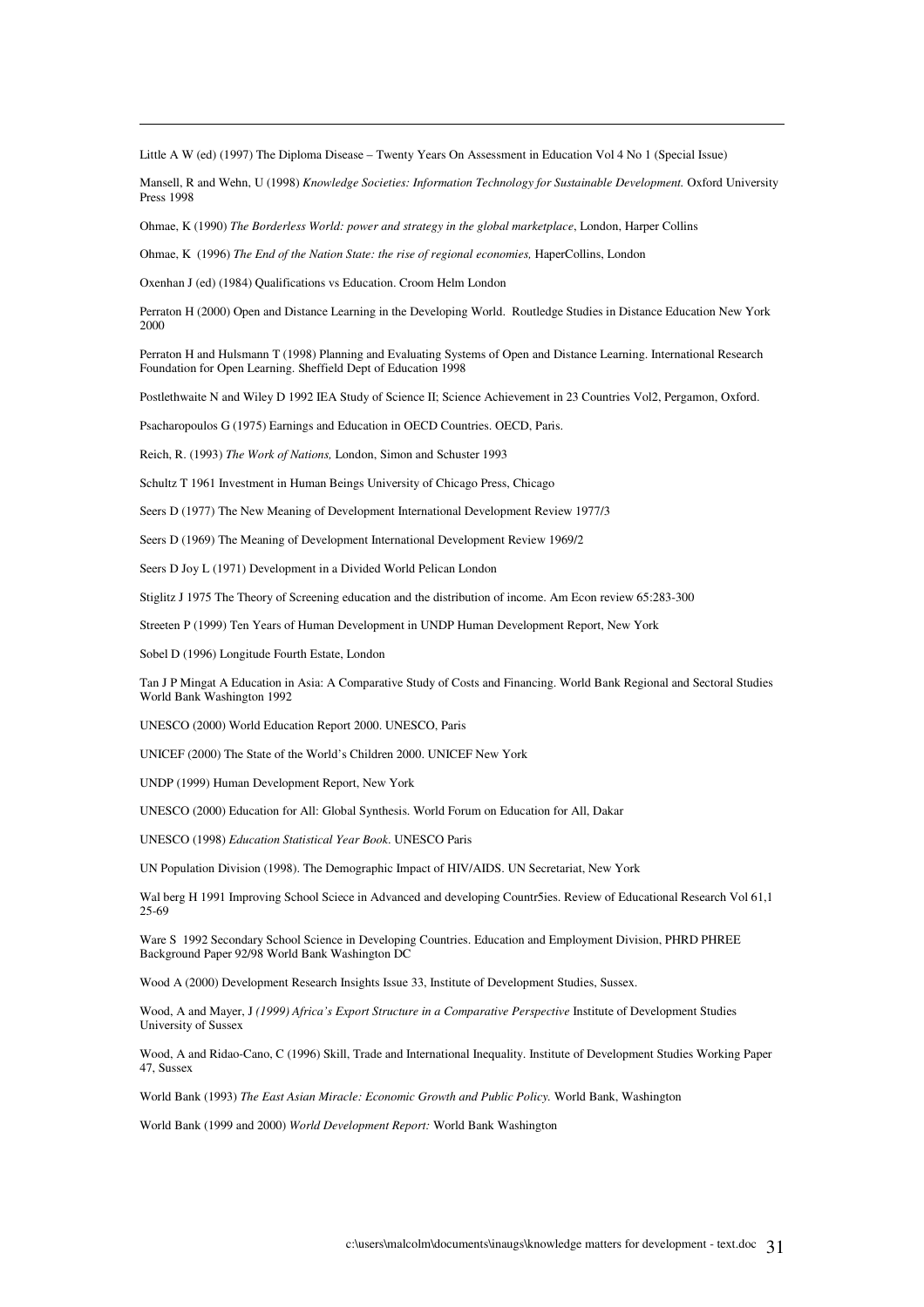Little A W (ed) (1997) The Diploma Disease – Twenty Years On Assessment in Education Vol 4 No 1 (Special Issue)

Mansell, R and Wehn, U (1998) *Knowledge Societies: Information Technology for Sustainable Development.* Oxford University Press 1998

Ohmae, K (1990) *The Borderless World: power and strategy in the global marketplace*, London, Harper Collins

Ohmae, K (1996) *The End of the Nation State: the rise of regional economies,* HaperCollins, London

Oxenhan J (ed) (1984) Qualifications vs Education. Croom Helm London

Perraton H (2000) Open and Distance Learning in the Developing World. Routledge Studies in Distance Education New York 2000

Perraton H and Hulsmann T (1998) Planning and Evaluating Systems of Open and Distance Learning. International Research Foundation for Open Learning. Sheffield Dept of Education 1998

Postlethwaite N and Wiley D 1992 IEA Study of Science II; Science Achievement in 23 Countries Vol2, Pergamon, Oxford.

Psacharopoulos G (1975) Earnings and Education in OECD Countries. OECD, Paris.

Reich, R. (1993) *The Work of Nations,* London, Simon and Schuster 1993

Schultz T 1961 Investment in Human Beings University of Chicago Press, Chicago

Seers D (1977) The New Meaning of Development International Development Review 1977/3

Seers D (1969) The Meaning of Development International Development Review 1969/2

Seers D Joy L (1971) Development in a Divided World Pelican London

Stiglitz J 1975 The Theory of Screening education and the distribution of income. Am Econ review 65:283-300

Streeten P (1999) Ten Years of Human Development in UNDP Human Development Report, New York

Sobel D (1996) Longitude Fourth Estate, London

Tan J P Mingat A Education in Asia: A Comparative Study of Costs and Financing. World Bank Regional and Sectoral Studies World Bank Washington 1992

UNESCO (2000) World Education Report 2000. UNESCO, Paris

UNICEF (2000) The State of the World's Children 2000. UNICEF New York

UNDP (1999) Human Development Report, New York

UNESCO (2000) Education for All: Global Synthesis. World Forum on Education for All, Dakar

UNESCO (1998) *Education Statistical Year Book*. UNESCO Paris

UN Population Division (1998). The Demographic Impact of HIV/AIDS. UN Secretariat, New York

Wal berg H 1991 Improving School Sciece in Advanced and developing Countr5ies. Review of Educational Research Vol 61,1 25-69

Ware S 1992 Secondary School Science in Developing Countries. Education and Employment Division, PHRD PHREE Background Paper 92/98 World Bank Washington DC

Wood A (2000) Development Research Insights Issue 33, Institute of Development Studies, Sussex.

Wood, A and Mayer, J *(1999) Africa's Export Structure in a Comparative Perspective* Institute of Development Studies University of Sussex

Wood, A and Ridao-Cano, C (1996) Skill, Trade and International Inequality. Institute of Development Studies Working Paper 47, Sussex

World Bank (1993) *The East Asian Miracle: Economic Growth and Public Policy.* World Bank, Washington

World Bank (1999 and 2000) *World Development Report:* World Bank Washington